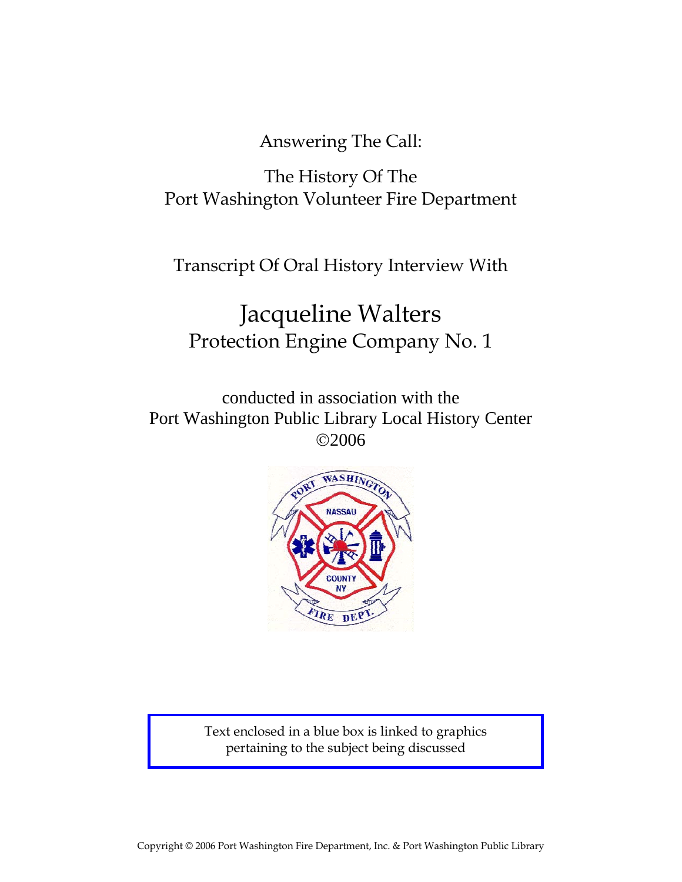Answering The Call:

The History Of The
Port Washington Volunteer Fire Department

Transcript Of Oral History Interview With

# Jacqueline Walters
## Protection Engine Company No. 1

conducted in association with the
Port Washington Public Library Local History Center
©2006

Text enclosed in a blue box is linked to graphics pertaining to the subject being discussed

Copyright © 2006 Port Washington Fire Department, Inc. & Port Washington Public Library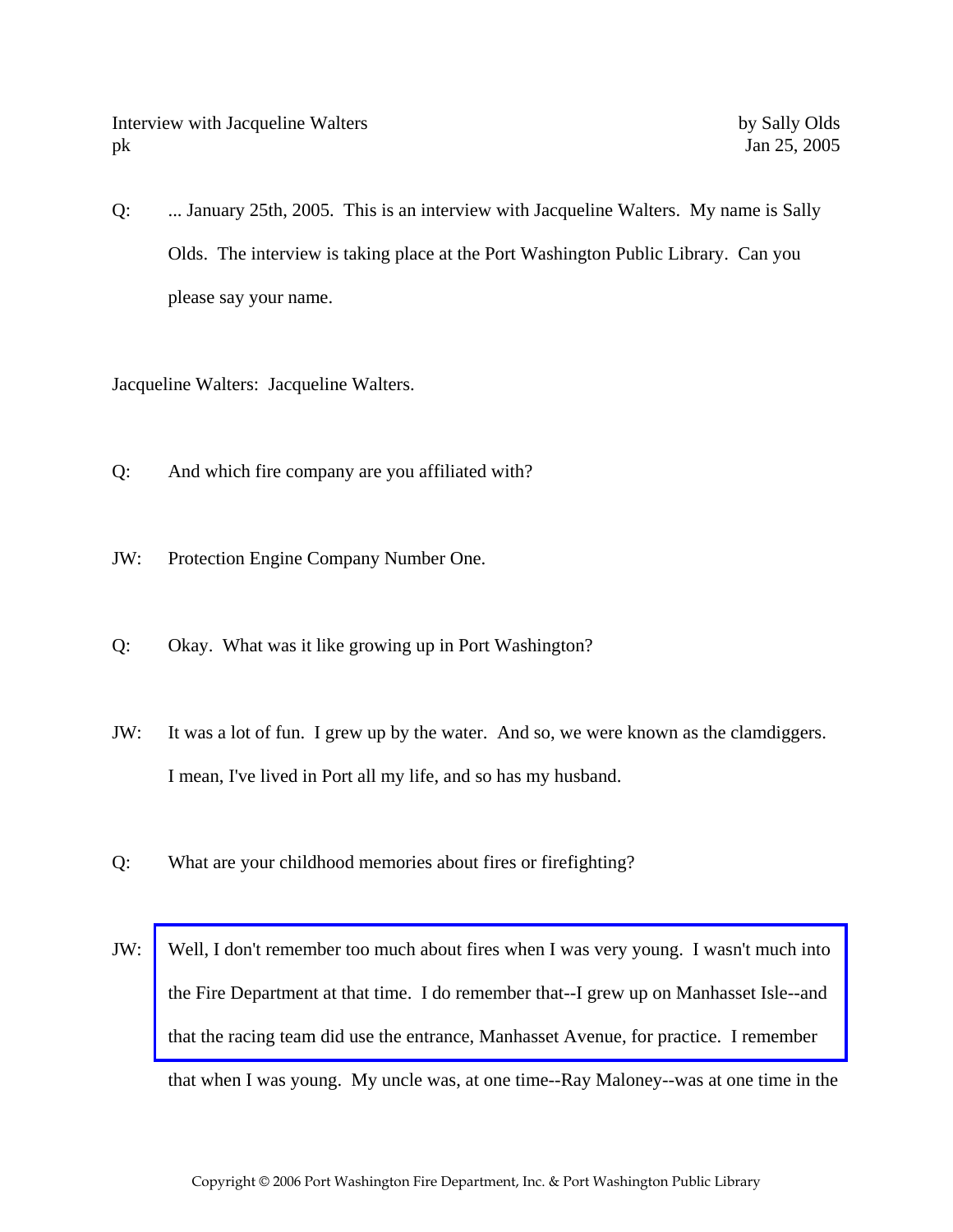Q: ... January 25th, 2005. This is an interview with Jacqueline Walters. My name is Sally Olds. The interview is taking place at the Port Washington Public Library. Can you please say your name.

Jacqueline Walters: Jacqueline Walters.

Q: And which fire company are you affiliated with?

JW: Protection Engine Company Number One.

Q: Okay. What was it like growing up in Port Washington?

JW: It was a lot of fun. I grew up by the water. And so, we were known as the clamdiggers. I mean, I've lived in Port all my life, and so has my husband.

Q: What are your childhood memories about fires or firefighting?

JW: Well, I don't remember too much about fires when I was very young. I wasn't much into the Fire Department at that time. I do remember that--I grew up on Manhasset Isle--and that the racing team did use the entrance, Manhasset Avenue, for practice. I remember that when I was young. My uncle was, at one time--Ray Maloney--was at one time in the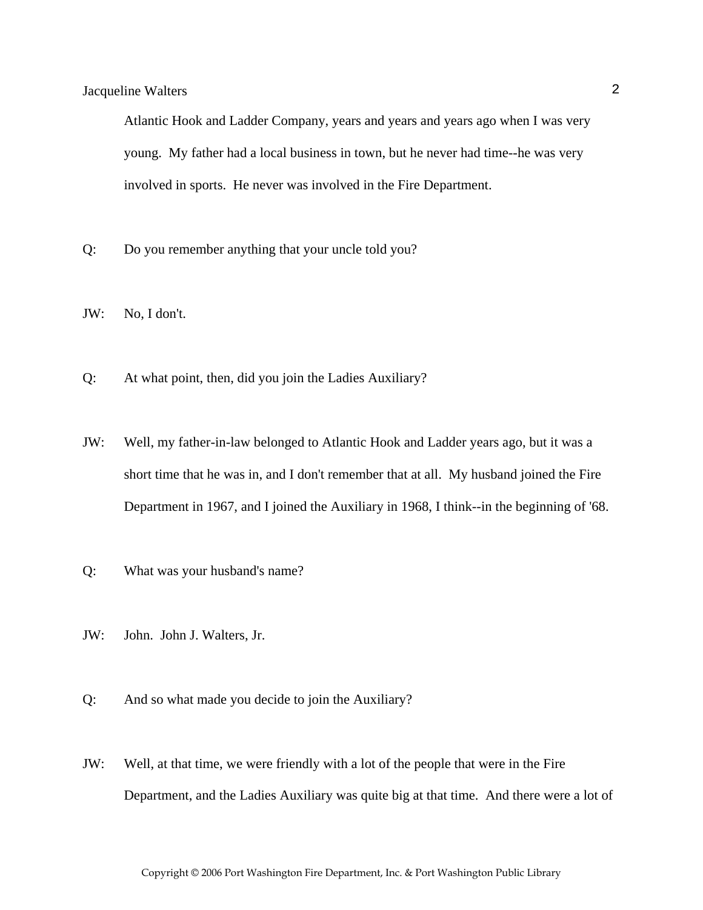Atlantic Hook and Ladder Company, years and years and years ago when I was very young. My father had a local business in town, but he never had time--he was very involved in sports. He never was involved in the Fire Department.

Q: Do you remember anything that your uncle told you?

JW: No, I don't.

Q: At what point, then, did you join the Ladies Auxiliary?

JW: Well, my father-in-law belonged to Atlantic Hook and Ladder years ago, but it was a short time that he was in, and I don't remember that at all. My husband joined the Fire Department in 1967, and I joined the Auxiliary in 1968, I think--in the beginning of '68.

Q: What was your husband's name?

JW: John. John J. Walters, Jr.

Q: And so what made you decide to join the Auxiliary?

JW: Well, at that time, we were friendly with a lot of the people that were in the Fire Department, and the Ladies Auxiliary was quite big at that time. And there were a lot of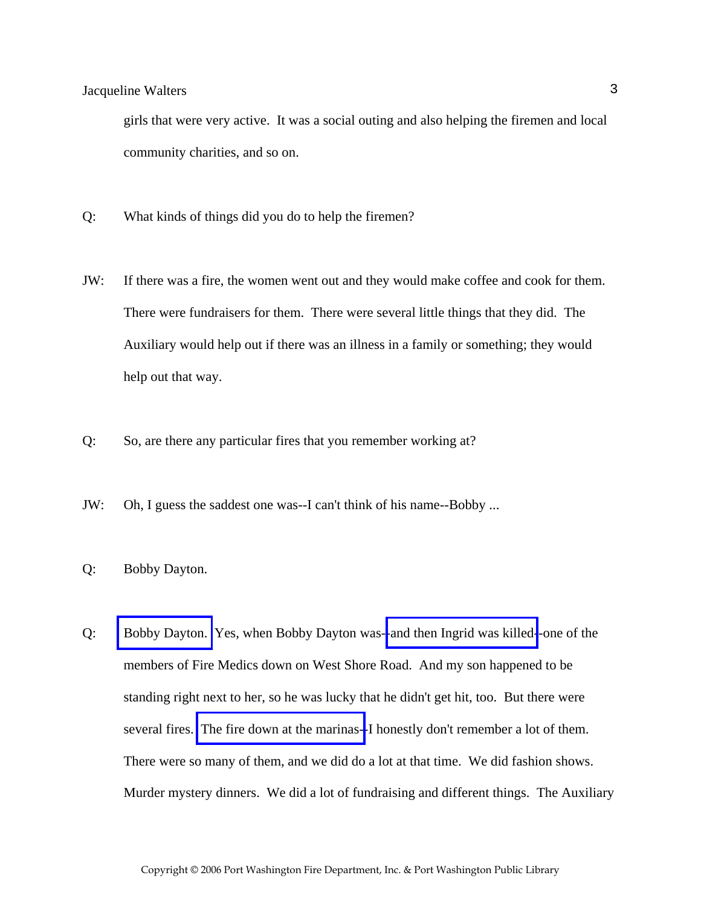girls that were very active. It was a social outing and also helping the firemen and local community charities, and so on.

Q: What kinds of things did you do to help the firemen?

JW: If there was a fire, the women went out and they would make coffee and cook for them. There were fundraisers for them. There were several little things that they did. The Auxiliary would help out if there was an illness in a family or something; they would help out that way.

Q: So, are there any particular fires that you remember working at?

JW: Oh, I guess the saddest one was--I can't think of his name--Bobby ...

Q: Bobby Dayton.

Q: Bobby Dayton. Yes, when Bobby Dayton was--and then Ingrid was killed--one of the members of Fire Medics down on West Shore Road. And my son happened to be standing right next to her, so he was lucky that he didn't get hit, too. But there were several fires. The fire down at the marinas--I honestly don't remember a lot of them. There were so many of them, and we did do a lot at that time. We did fashion shows. Murder mystery dinners. We did a lot of fundraising and different things. The Auxiliary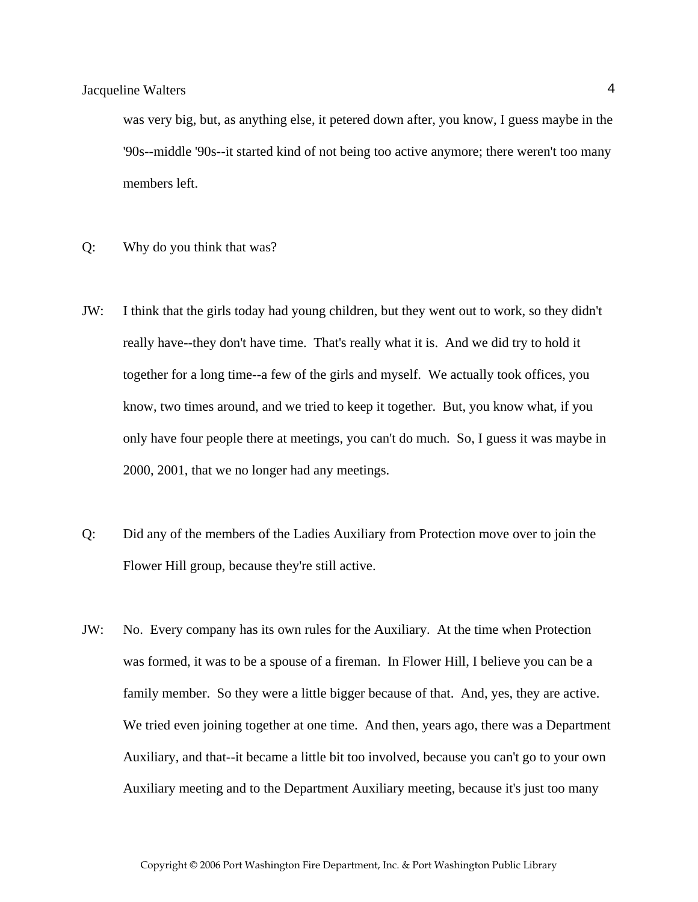was very big, but, as anything else, it petered down after, you know, I guess maybe in the '90s--middle '90s--it started kind of not being too active anymore; there weren't too many members left.

Q: Why do you think that was?

JW: I think that the girls today had young children, but they went out to work, so they didn't really have--they don't have time. That's really what it is. And we did try to hold it together for a long time--a few of the girls and myself. We actually took offices, you know, two times around, and we tried to keep it together. But, you know what, if you only have four people there at meetings, you can't do much. So, I guess it was maybe in 2000, 2001, that we no longer had any meetings.

Q: Did any of the members of the Ladies Auxiliary from Protection move over to join the Flower Hill group, because they're still active.

JW: No. Every company has its own rules for the Auxiliary. At the time when Protection was formed, it was to be a spouse of a fireman. In Flower Hill, I believe you can be a family member. So they were a little bigger because of that. And, yes, they are active. We tried even joining together at one time. And then, years ago, there was a Department Auxiliary, and that--it became a little bit too involved, because you can't go to your own Auxiliary meeting and to the Department Auxiliary meeting, because it's just too many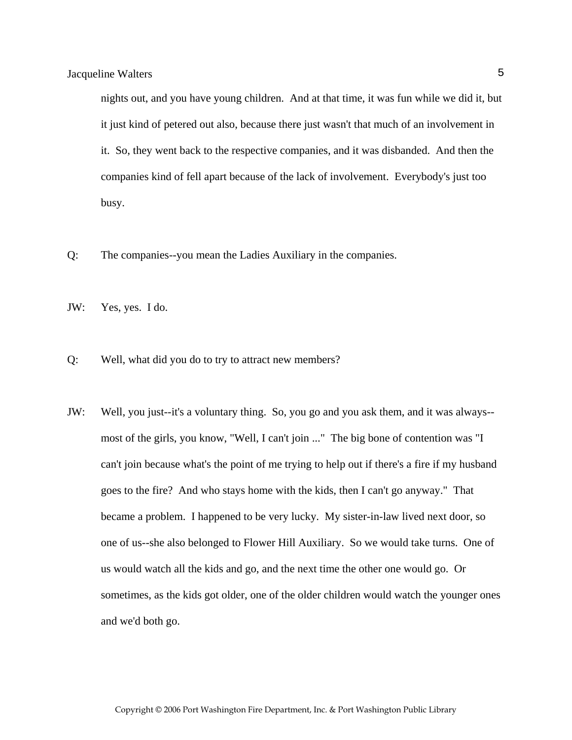nights out, and you have young children. And at that time, it was fun while we did it, but it just kind of petered out also, because there just wasn't that much of an involvement in it. So, they went back to the respective companies, and it was disbanded. And then the companies kind of fell apart because of the lack of involvement. Everybody's just too busy.

Q: The companies--you mean the Ladies Auxiliary in the companies.

JW: Yes, yes. I do.

Q: Well, what did you do to try to attract new members?

JW: Well, you just--it's a voluntary thing. So, you go and you ask them, and it was always--most of the girls, you know, "Well, I can't join ..." The big bone of contention was "I can't join because what's the point of me trying to help out if there's a fire if my husband goes to the fire? And who stays home with the kids, then I can't go anyway." That became a problem. I happened to be very lucky. My sister-in-law lived next door, so one of us--she also belonged to Flower Hill Auxiliary. So we would take turns. One of us would watch all the kids and go, and the next time the other one would go. Or sometimes, as the kids got older, one of the older children would watch the younger ones and we'd both go.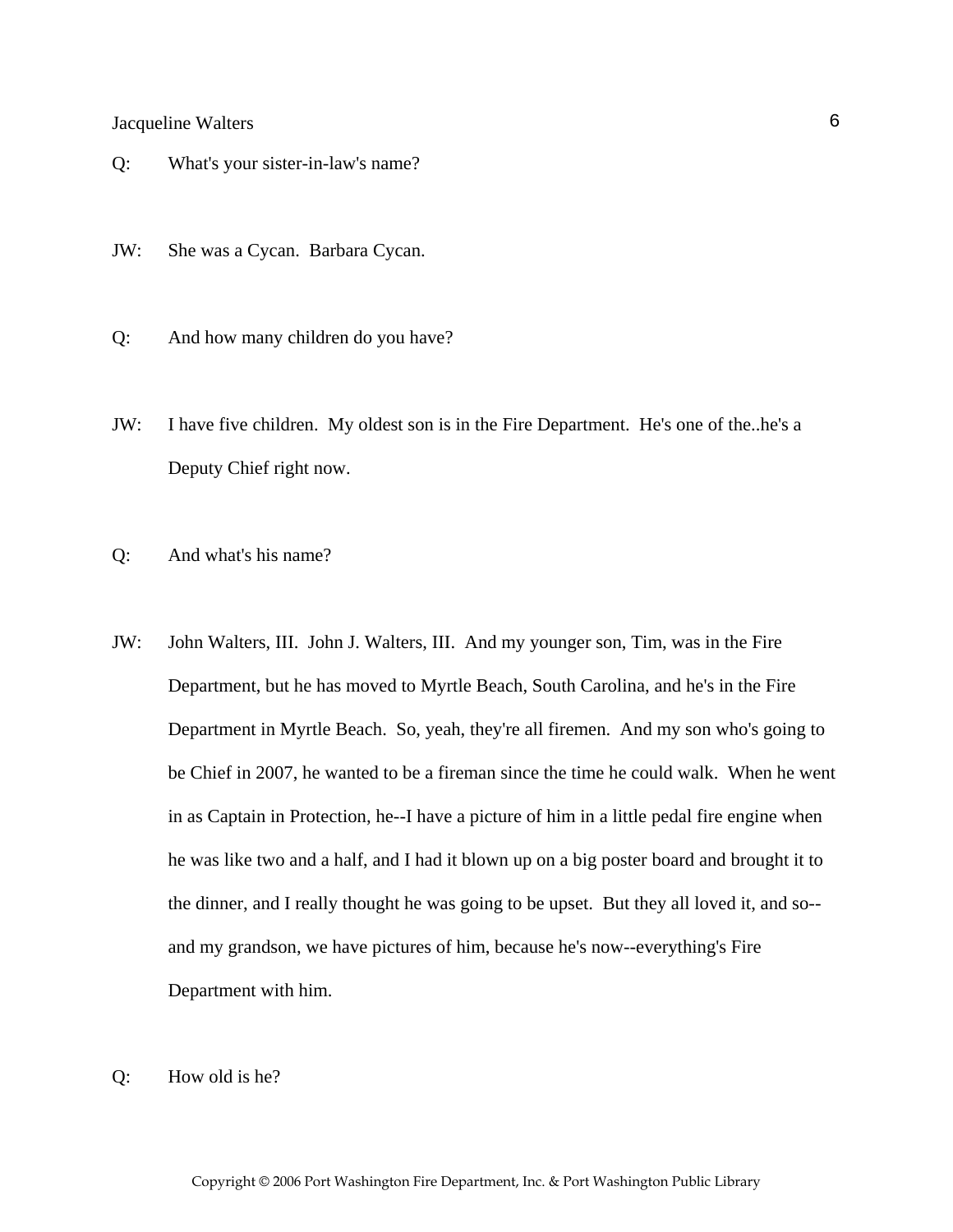Q: What's your sister-in-law's name?

JW: She was a Cycan. Barbara Cycan.

Q: And how many children do you have?

JW: I have five children. My oldest son is in the Fire Department. He's one of the..he's a Deputy Chief right now.

Q: And what's his name?

JW: John Walters, III. John J. Walters, III. And my younger son, Tim, was in the Fire Department, but he has moved to Myrtle Beach, South Carolina, and he's in the Fire Department in Myrtle Beach. So, yeah, they're all firemen. And my son who's going to be Chief in 2007, he wanted to be a fireman since the time he could walk. When he went in as Captain in Protection, he--I have a picture of him in a little pedal fire engine when he was like two and a half, and I had it blown up on a big poster board and brought it to the dinner, and I really thought he was going to be upset. But they all loved it, and so--and my grandson, we have pictures of him, because he's now--everything's Fire Department with him.

Q: How old is he?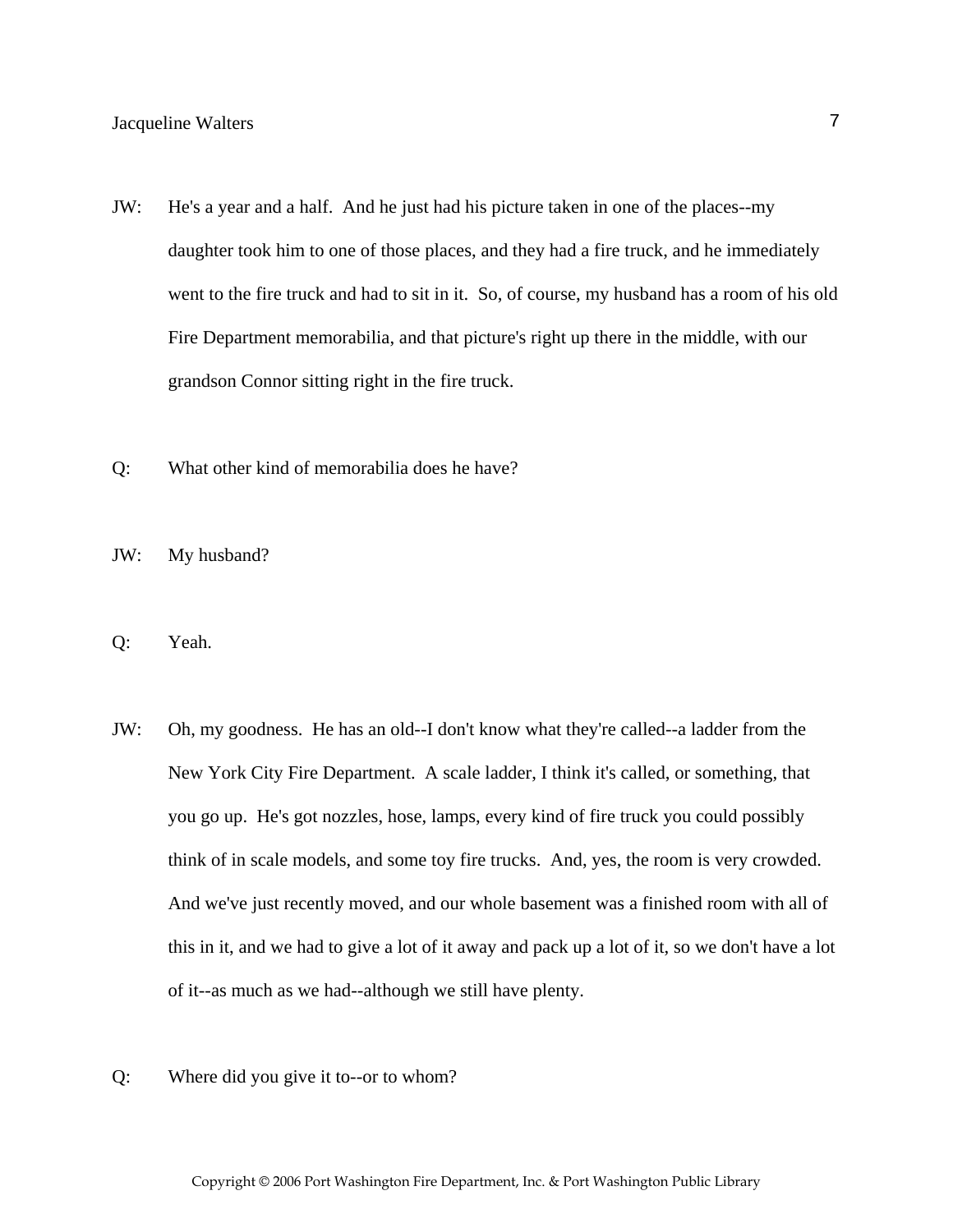JW: He's a year and a half. And he just had his picture taken in one of the places--my daughter took him to one of those places, and they had a fire truck, and he immediately went to the fire truck and had to sit in it. So, of course, my husband has a room of his old Fire Department memorabilia, and that picture's right up there in the middle, with our grandson Connor sitting right in the fire truck.

Q: What other kind of memorabilia does he have?

JW: My husband?

Q: Yeah.

JW: Oh, my goodness. He has an old--I don't know what they're called--a ladder from the New York City Fire Department. A scale ladder, I think it's called, or something, that you go up. He's got nozzles, hose, lamps, every kind of fire truck you could possibly think of in scale models, and some toy fire trucks. And, yes, the room is very crowded. And we've just recently moved, and our whole basement was a finished room with all of this in it, and we had to give a lot of it away and pack up a lot of it, so we don't have a lot of it--as much as we had--although we still have plenty.

Q: Where did you give it to--or to whom?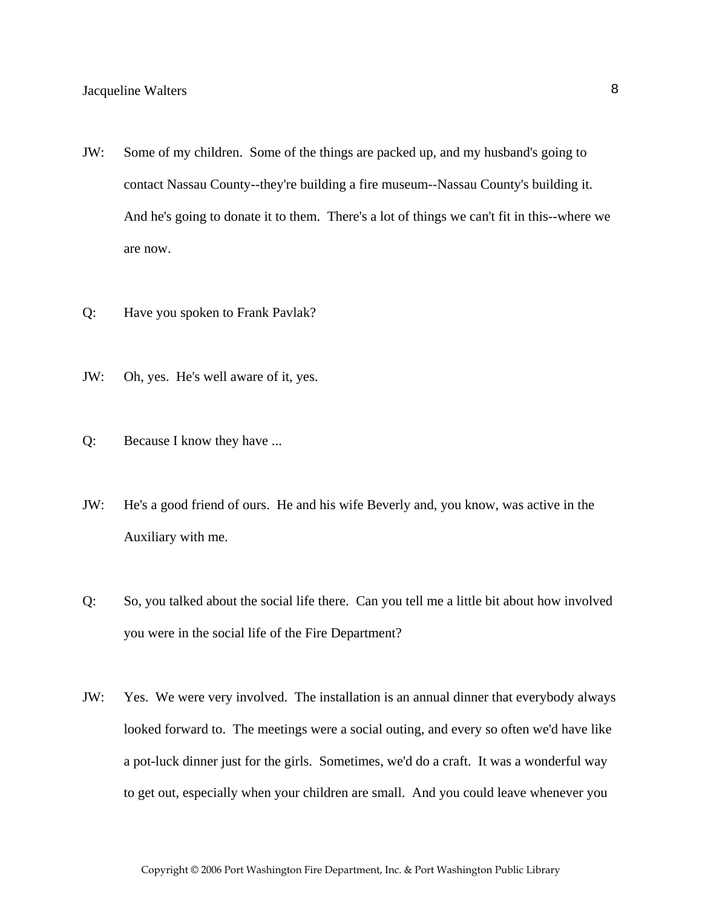JW: Some of my children. Some of the things are packed up, and my husband's going to contact Nassau County--they're building a fire museum--Nassau County's building it. And he's going to donate it to them. There's a lot of things we can't fit in this--where we are now.

Q: Have you spoken to Frank Pavlak?

JW: Oh, yes. He's well aware of it, yes.

Q: Because I know they have ...

JW: He's a good friend of ours. He and his wife Beverly and, you know, was active in the Auxiliary with me.

Q: So, you talked about the social life there. Can you tell me a little bit about how involved you were in the social life of the Fire Department?

JW: Yes. We were very involved. The installation is an annual dinner that everybody always looked forward to. The meetings were a social outing, and every so often we'd have like a pot-luck dinner just for the girls. Sometimes, we'd do a craft. It was a wonderful way to get out, especially when your children are small. And you could leave whenever you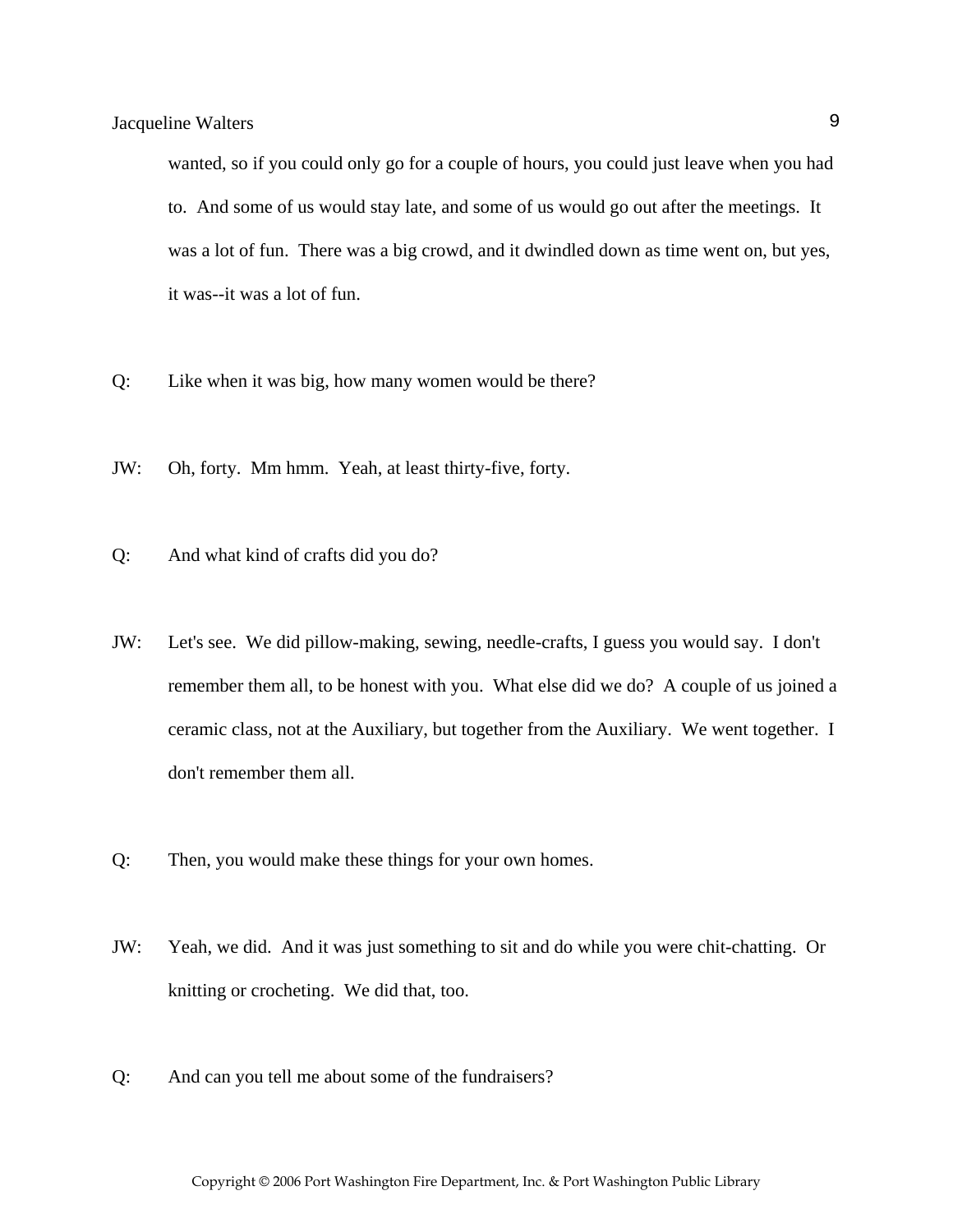wanted, so if you could only go for a couple of hours, you could just leave when you had to. And some of us would stay late, and some of us would go out after the meetings. It was a lot of fun. There was a big crowd, and it dwindled down as time went on, but yes, it was--it was a lot of fun.

Q: Like when it was big, how many women would be there?

JW: Oh, forty. Mm hmm. Yeah, at least thirty-five, forty.

Q: And what kind of crafts did you do?

JW: Let's see. We did pillow-making, sewing, needle-crafts, I guess you would say. I don't remember them all, to be honest with you. What else did we do? A couple of us joined a ceramic class, not at the Auxiliary, but together from the Auxiliary. We went together. I don't remember them all.

Q: Then, you would make these things for your own homes.

JW: Yeah, we did. And it was just something to sit and do while you were chit-chatting. Or knitting or crocheting. We did that, too.

Q: And can you tell me about some of the fundraisers?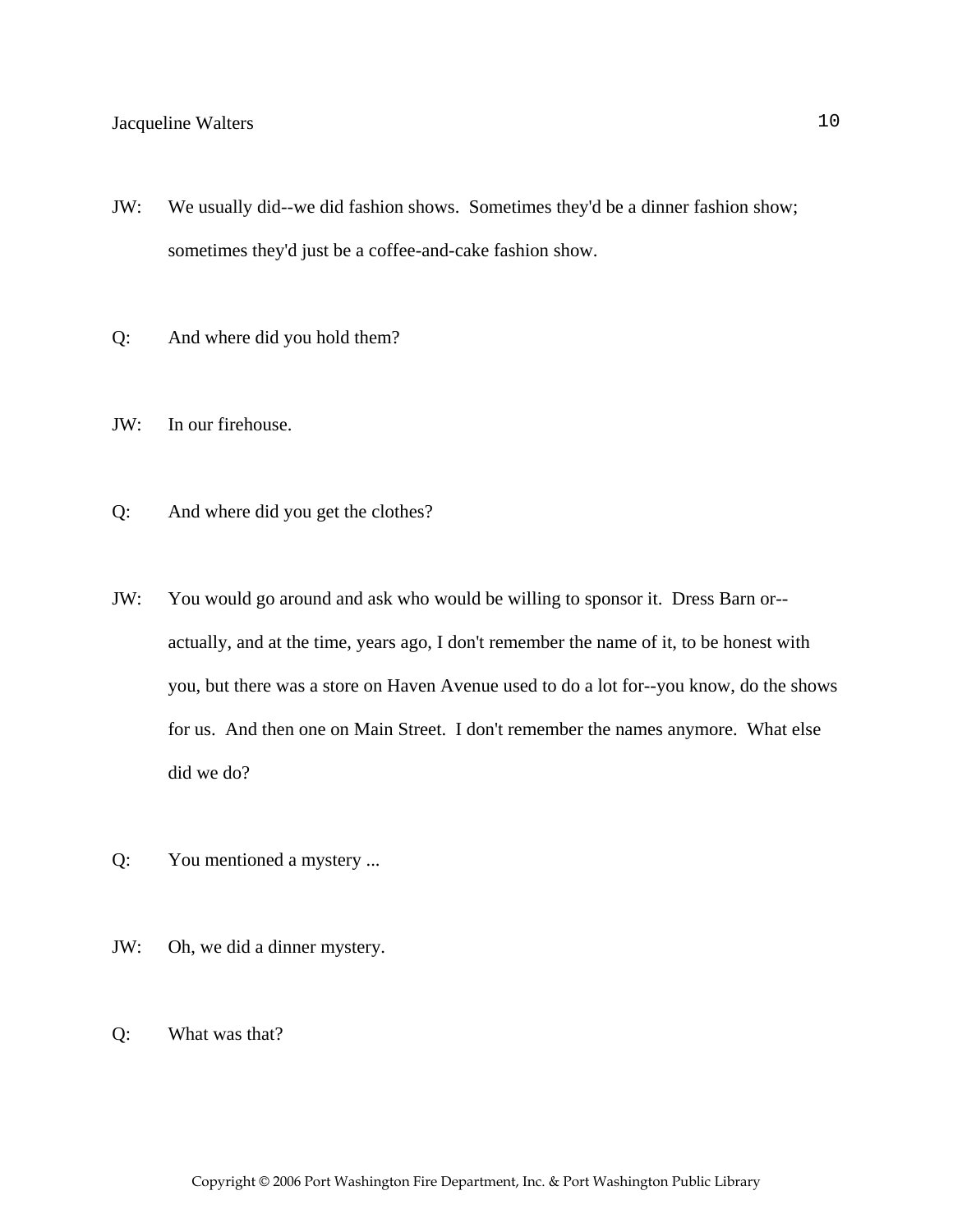JW: We usually did--we did fashion shows. Sometimes they'd be a dinner fashion show; sometimes they'd just be a coffee-and-cake fashion show.

Q: And where did you hold them?

JW: In our firehouse.

Q: And where did you get the clothes?

JW: You would go around and ask who would be willing to sponsor it. Dress Barn or--actually, and at the time, years ago, I don't remember the name of it, to be honest with you, but there was a store on Haven Avenue used to do a lot for--you know, do the shows for us. And then one on Main Street. I don't remember the names anymore. What else did we do?

Q: You mentioned a mystery ...

JW: Oh, we did a dinner mystery.

Q: What was that?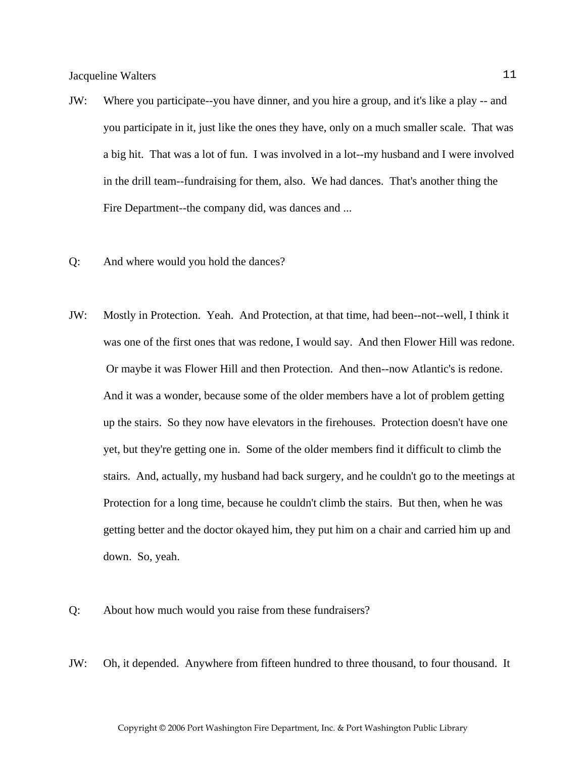JW: Where you participate--you have dinner, and you hire a group, and it's like a play -- and you participate in it, just like the ones they have, only on a much smaller scale. That was a big hit. That was a lot of fun. I was involved in a lot--my husband and I were involved in the drill team--fundraising for them, also. We had dances. That's another thing the Fire Department--the company did, was dances and ...

Q: And where would you hold the dances?

JW: Mostly in Protection. Yeah. And Protection, at that time, had been--not--well, I think it was one of the first ones that was redone, I would say. And then Flower Hill was redone. Or maybe it was Flower Hill and then Protection. And then--now Atlantic's is redone. And it was a wonder, because some of the older members have a lot of problem getting up the stairs. So they now have elevators in the firehouses. Protection doesn't have one yet, but they're getting one in. Some of the older members find it difficult to climb the stairs. And, actually, my husband had back surgery, and he couldn't go to the meetings at Protection for a long time, because he couldn't climb the stairs. But then, when he was getting better and the doctor okayed him, they put him on a chair and carried him up and down. So, yeah.

Q: About how much would you raise from these fundraisers?

JW: Oh, it depended. Anywhere from fifteen hundred to three thousand, to four thousand. It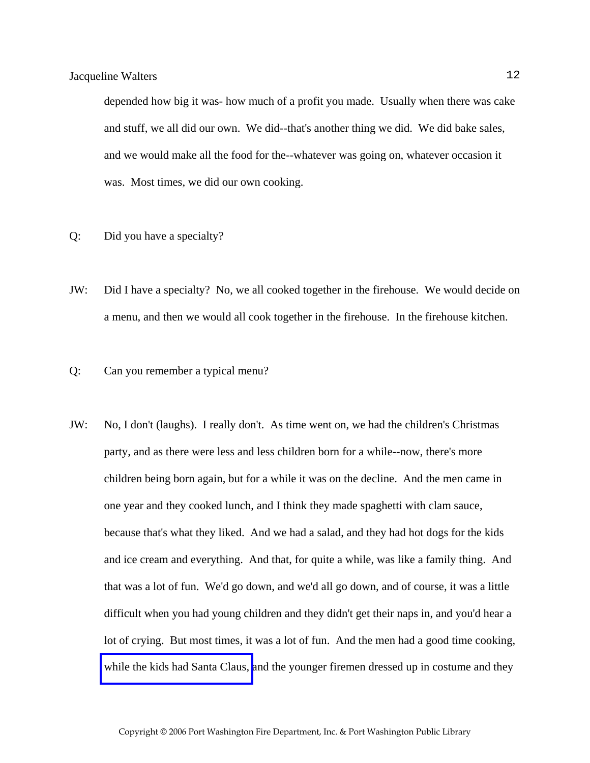depended how big it was- how much of a profit you made. Usually when there was cake and stuff, we all did our own. We did--that's another thing we did. We did bake sales, and we would make all the food for the--whatever was going on, whatever occasion it was. Most times, we did our own cooking.

Q: Did you have a specialty?

JW: Did I have a specialty? No, we all cooked together in the firehouse. We would decide on a menu, and then we would all cook together in the firehouse. In the firehouse kitchen.

Q: Can you remember a typical menu?

JW: No, I don't (laughs). I really don't. As time went on, we had the children's Christmas party, and as there were less and less children born for a while--now, there's more children being born again, but for a while it was on the decline. And the men came in one year and they cooked lunch, and I think they made spaghetti with clam sauce, because that's what they liked. And we had a salad, and they had hot dogs for the kids and ice cream and everything. And that, for quite a while, was like a family thing. And that was a lot of fun. We'd go down, and we'd all go down, and of course, it was a little difficult when you had young children and they didn't get their naps in, and you'd hear a lot of crying. But most times, it was a lot of fun. And the men had a good time cooking, while the kids had Santa Claus, and the younger firemen dressed up in costume and they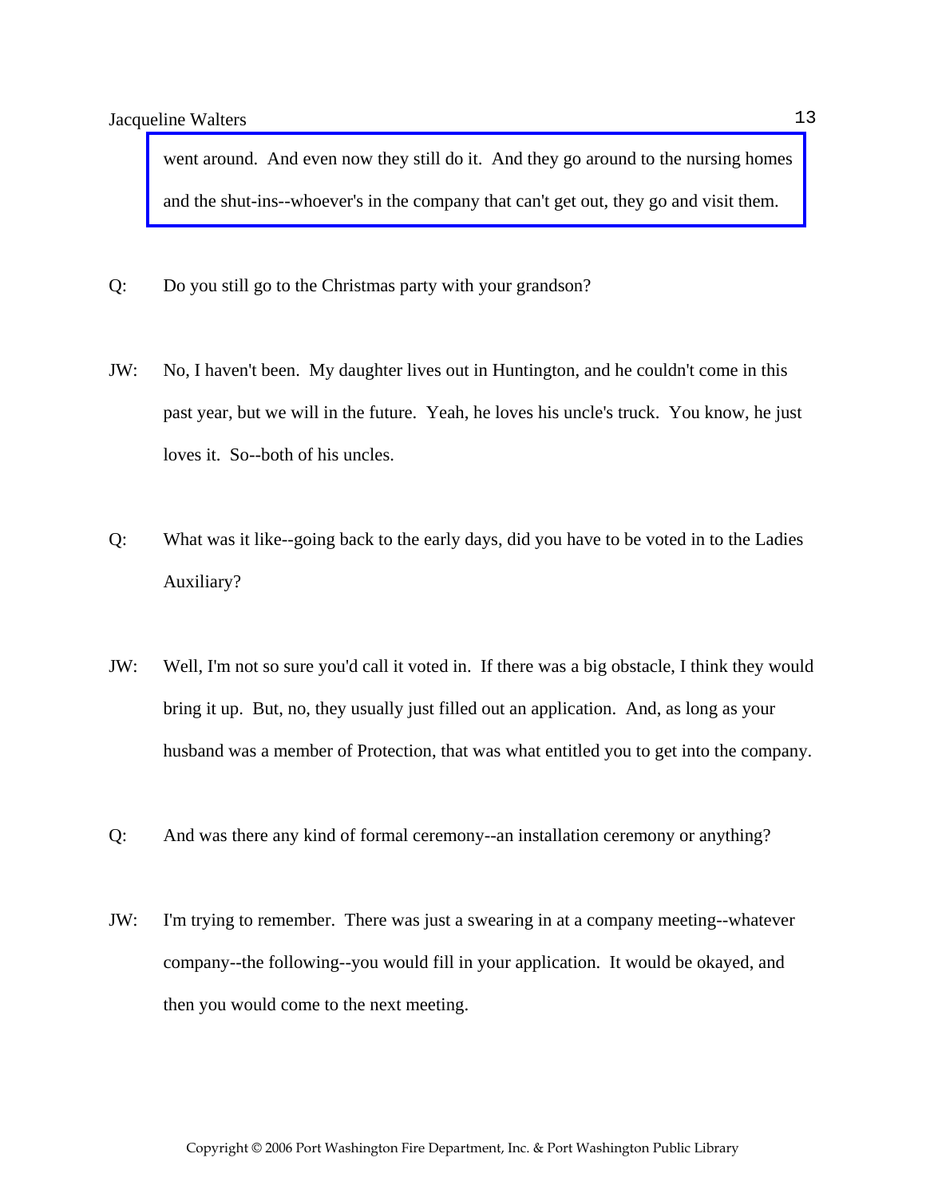went around. And even now they still do it. And they go around to the nursing homes and the shut-ins--whoever's in the company that can't get out, they go and visit them.

Q: Do you still go to the Christmas party with your grandson?

JW: No, I haven't been. My daughter lives out in Huntington, and he couldn't come in this past year, but we will in the future. Yeah, he loves his uncle's truck. You know, he just loves it. So--both of his uncles.

Q: What was it like--going back to the early days, did you have to be voted in to the Ladies Auxiliary?

JW: Well, I'm not so sure you'd call it voted in. If there was a big obstacle, I think they would bring it up. But, no, they usually just filled out an application. And, as long as your husband was a member of Protection, that was what entitled you to get into the company.

Q: And was there any kind of formal ceremony--an installation ceremony or anything?

JW: I'm trying to remember. There was just a swearing in at a company meeting--whatever company--the following--you would fill in your application. It would be okayed, and then you would come to the next meeting.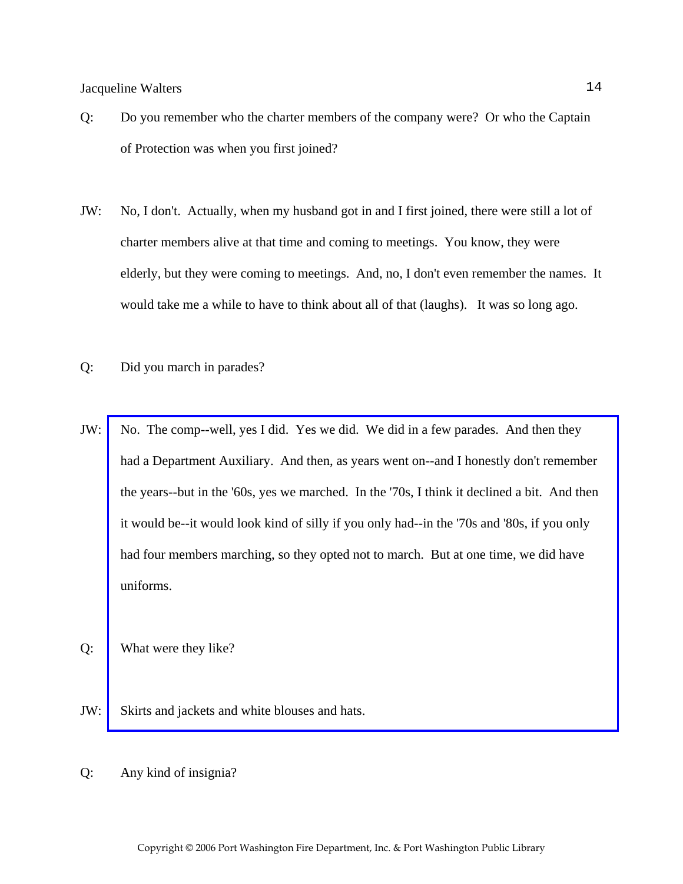Q: Do you remember who the charter members of the company were? Or who the Captain of Protection was when you first joined?

JW: No, I don't. Actually, when my husband got in and I first joined, there were still a lot of charter members alive at that time and coming to meetings. You know, they were elderly, but they were coming to meetings. And, no, I don't even remember the names. It would take me a while to have to think about all of that (laughs). It was so long ago.

Q: Did you march in parades?

JW: No. The comp--well, yes I did. Yes we did. We did in a few parades. And then they had a Department Auxiliary. And then, as years went on--and I honestly don't remember the years--but in the '60s, yes we marched. In the '70s, I think it declined a bit. And then it would be--it would look kind of silly if you only had--in the '70s and '80s, if you only had four members marching, so they opted not to march. But at one time, we did have uniforms.

Q: What were they like?

JW: Skirts and jackets and white blouses and hats.

Q: Any kind of insignia?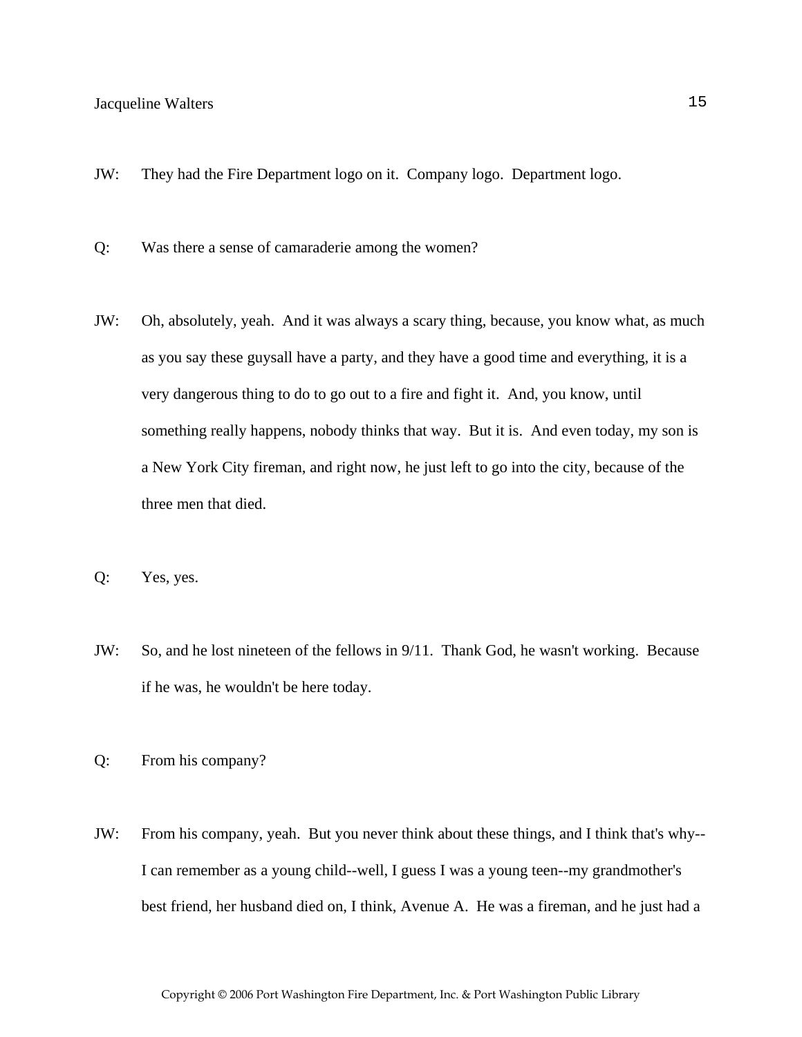JW: They had the Fire Department logo on it. Company logo. Department logo.

Q: Was there a sense of camaraderie among the women?

JW: Oh, absolutely, yeah. And it was always a scary thing, because, you know what, as much as you say these guysall have a party, and they have a good time and everything, it is a very dangerous thing to do to go out to a fire and fight it. And, you know, until something really happens, nobody thinks that way. But it is. And even today, my son is a New York City fireman, and right now, he just left to go into the city, because of the three men that died.

Q: Yes, yes.

JW: So, and he lost nineteen of the fellows in 9/11. Thank God, he wasn't working. Because if he was, he wouldn't be here today.

Q: From his company?

JW: From his company, yeah. But you never think about these things, and I think that's why--I can remember as a young child--well, I guess I was a young teen--my grandmother's best friend, her husband died on, I think, Avenue A. He was a fireman, and he just had a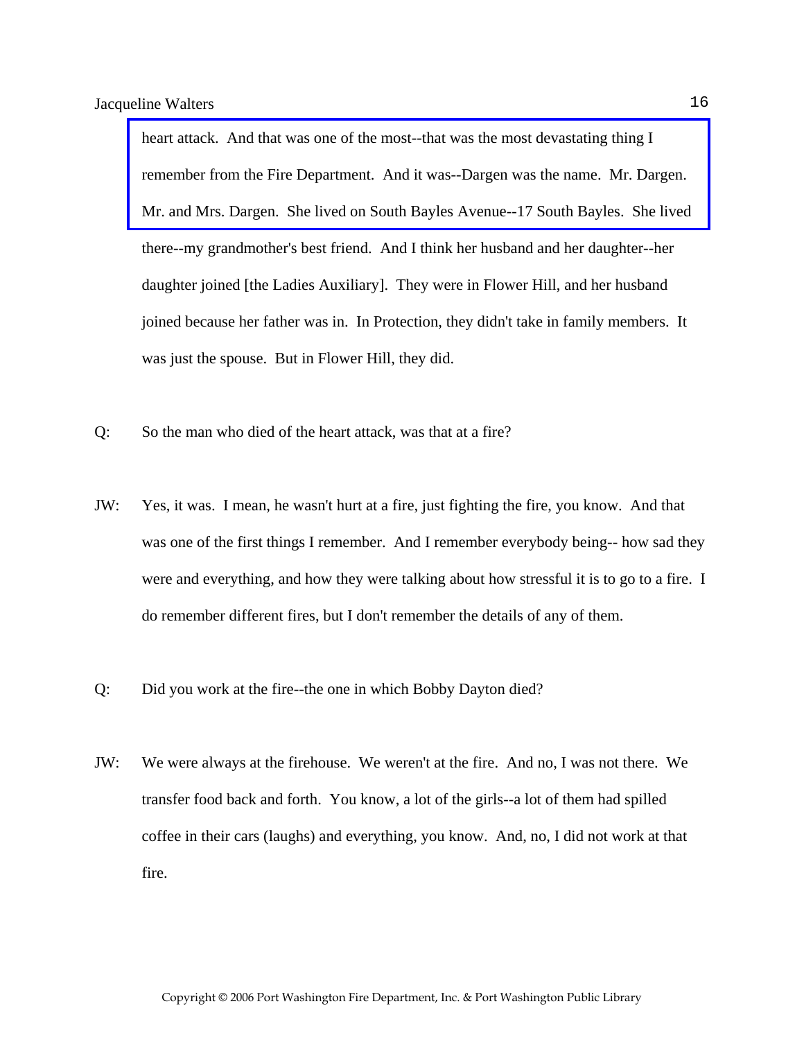heart attack. And that was one of the most--that was the most devastating thing I remember from the Fire Department. And it was--Dargen was the name. Mr. Dargen. Mr. and Mrs. Dargen. She lived on South Bayles Avenue--17 South Bayles. She lived there--my grandmother's best friend. And I think her husband and her daughter--her daughter joined [the Ladies Auxiliary]. They were in Flower Hill, and her husband joined because her father was in. In Protection, they didn't take in family members. It was just the spouse. But in Flower Hill, they did.

Q: So the man who died of the heart attack, was that at a fire?

JW: Yes, it was. I mean, he wasn't hurt at a fire, just fighting the fire, you know. And that was one of the first things I remember. And I remember everybody being-- how sad they were and everything, and how they were talking about how stressful it is to go to a fire. I do remember different fires, but I don't remember the details of any of them.

Q: Did you work at the fire--the one in which Bobby Dayton died?

JW: We were always at the firehouse. We weren't at the fire. And no, I was not there. We transfer food back and forth. You know, a lot of the girls--a lot of them had spilled coffee in their cars (laughs) and everything, you know. And, no, I did not work at that fire.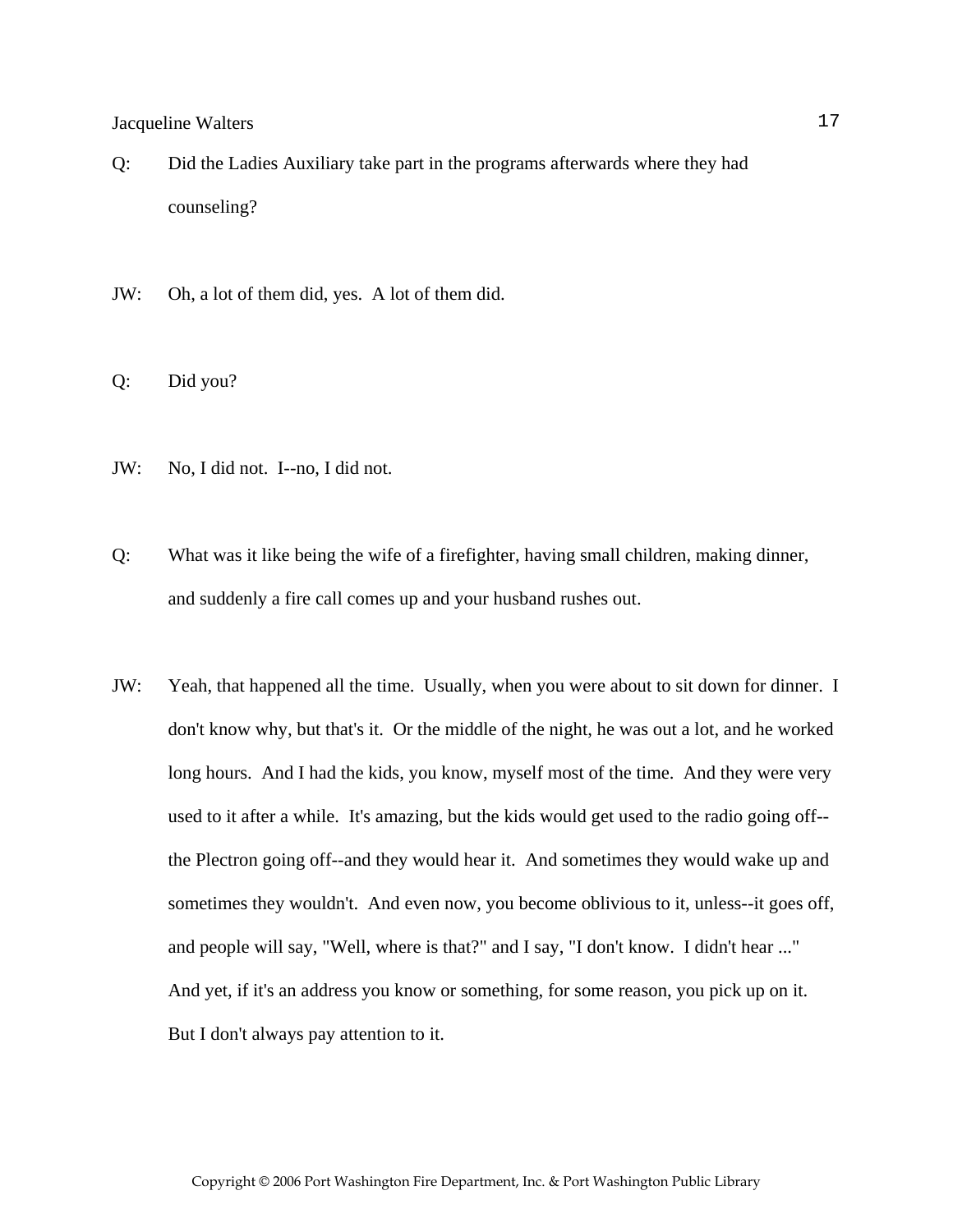Q: Did the Ladies Auxiliary take part in the programs afterwards where they had counseling?

JW: Oh, a lot of them did, yes. A lot of them did.

Q: Did you?

JW: No, I did not. I--no, I did not.

Q: What was it like being the wife of a firefighter, having small children, making dinner, and suddenly a fire call comes up and your husband rushes out.

JW: Yeah, that happened all the time. Usually, when you were about to sit down for dinner. I don't know why, but that's it. Or the middle of the night, he was out a lot, and he worked long hours. And I had the kids, you know, myself most of the time. And they were very used to it after a while. It's amazing, but the kids would get used to the radio going off--the Plectron going off--and they would hear it. And sometimes they would wake up and sometimes they wouldn't. And even now, you become oblivious to it, unless--it goes off, and people will say, "Well, where is that?" and I say, "I don't know. I didn't hear ..." And yet, if it's an address you know or something, for some reason, you pick up on it. But I don't always pay attention to it.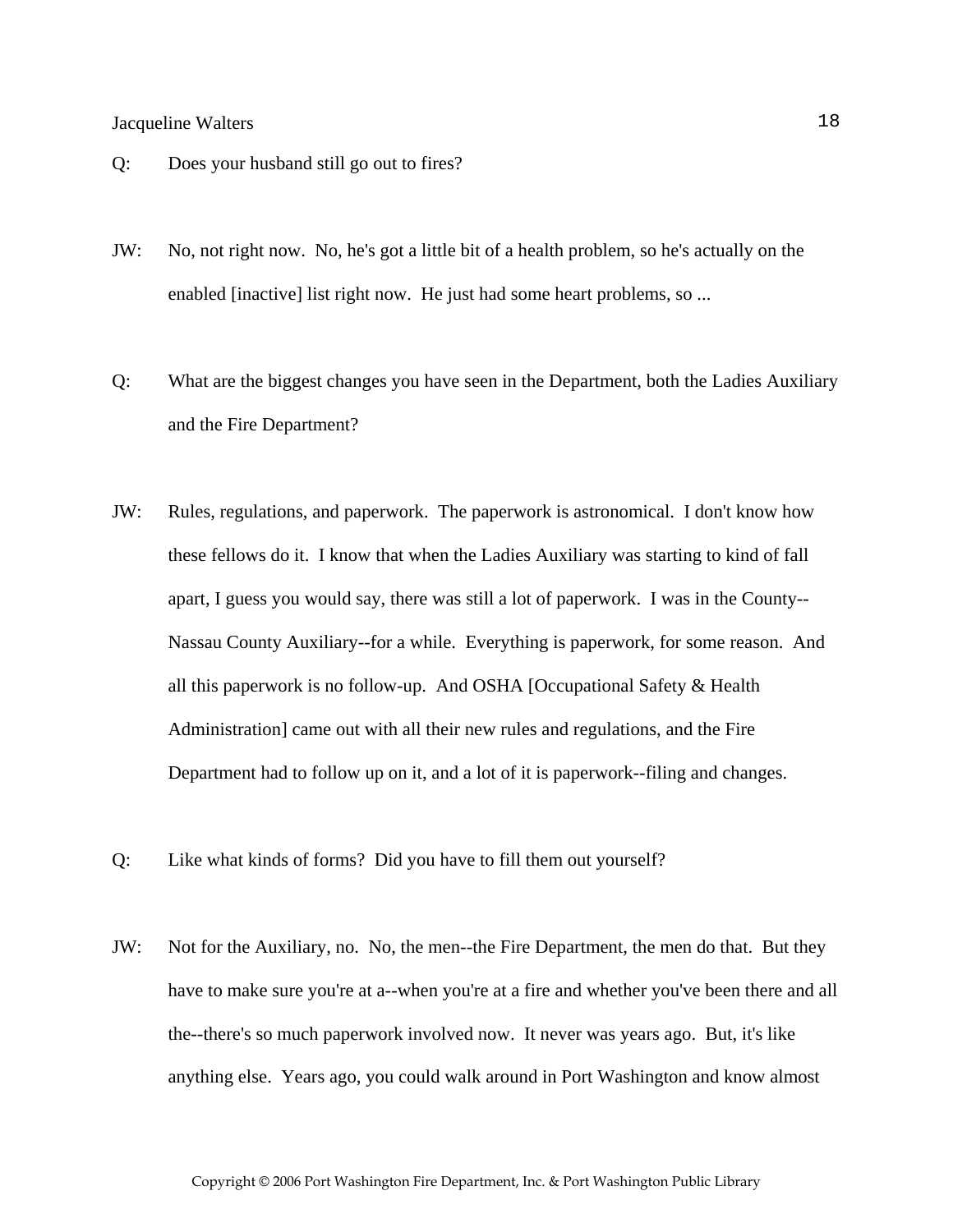Q: Does your husband still go out to fires?

JW: No, not right now. No, he's got a little bit of a health problem, so he's actually on the enabled [inactive] list right now. He just had some heart problems, so ...

Q: What are the biggest changes you have seen in the Department, both the Ladies Auxiliary and the Fire Department?

JW: Rules, regulations, and paperwork. The paperwork is astronomical. I don't know how these fellows do it. I know that when the Ladies Auxiliary was starting to kind of fall apart, I guess you would say, there was still a lot of paperwork. I was in the County--Nassau County Auxiliary--for a while. Everything is paperwork, for some reason. And all this paperwork is no follow-up. And OSHA [Occupational Safety & Health Administration] came out with all their new rules and regulations, and the Fire Department had to follow up on it, and a lot of it is paperwork--filing and changes.

Q: Like what kinds of forms? Did you have to fill them out yourself?

JW: Not for the Auxiliary, no. No, the men--the Fire Department, the men do that. But they have to make sure you're at a--when you're at a fire and whether you've been there and all the--there's so much paperwork involved now. It never was years ago. But, it's like anything else. Years ago, you could walk around in Port Washington and know almost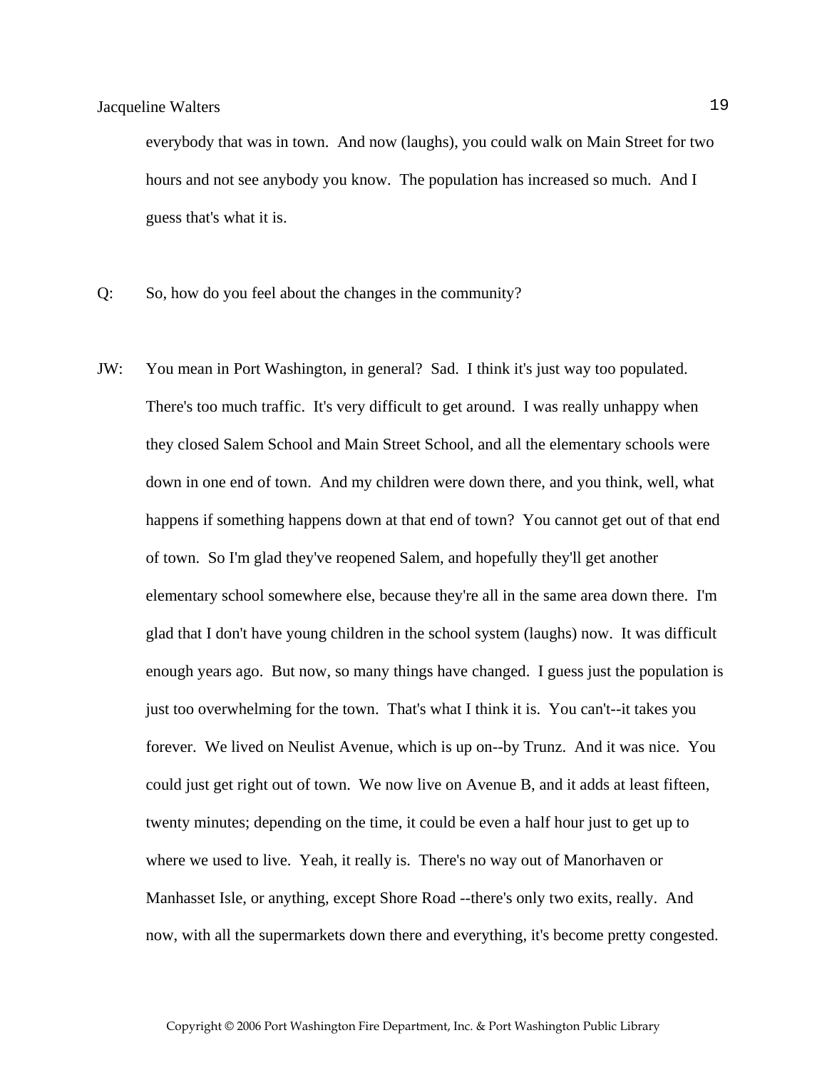everybody that was in town. And now (laughs), you could walk on Main Street for two hours and not see anybody you know. The population has increased so much. And I guess that's what it is.

Q: So, how do you feel about the changes in the community?

JW: You mean in Port Washington, in general? Sad. I think it's just way too populated. There's too much traffic. It's very difficult to get around. I was really unhappy when they closed Salem School and Main Street School, and all the elementary schools were down in one end of town. And my children were down there, and you think, well, what happens if something happens down at that end of town? You cannot get out of that end of town. So I'm glad they've reopened Salem, and hopefully they'll get another elementary school somewhere else, because they're all in the same area down there. I'm glad that I don't have young children in the school system (laughs) now. It was difficult enough years ago. But now, so many things have changed. I guess just the population is just too overwhelming for the town. That's what I think it is. You can't--it takes you forever. We lived on Neulist Avenue, which is up on--by Trunz. And it was nice. You could just get right out of town. We now live on Avenue B, and it adds at least fifteen, twenty minutes; depending on the time, it could be even a half hour just to get up to where we used to live. Yeah, it really is. There's no way out of Manorhaven or Manhasset Isle, or anything, except Shore Road --there's only two exits, really. And now, with all the supermarkets down there and everything, it's become pretty congested.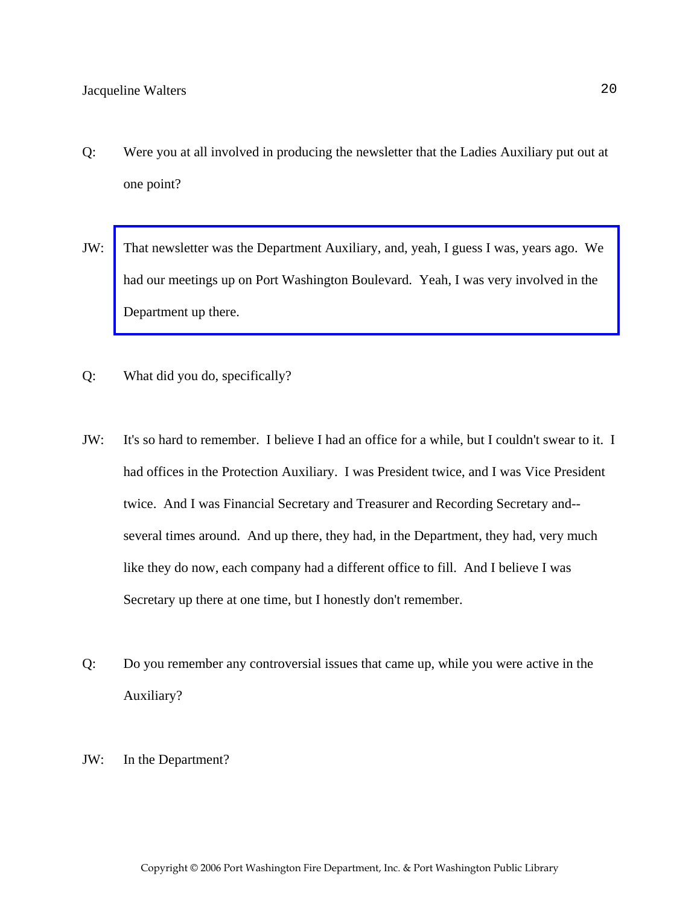Q: Were you at all involved in producing the newsletter that the Ladies Auxiliary put out at one point?

JW: That newsletter was the Department Auxiliary, and, yeah, I guess I was, years ago. We had our meetings up on Port Washington Boulevard. Yeah, I was very involved in the Department up there.

Q: What did you do, specifically?

JW: It's so hard to remember. I believe I had an office for a while, but I couldn't swear to it. I had offices in the Protection Auxiliary. I was President twice, and I was Vice President twice. And I was Financial Secretary and Treasurer and Recording Secretary and--several times around. And up there, they had, in the Department, they had, very much like they do now, each company had a different office to fill. And I believe I was Secretary up there at one time, but I honestly don't remember.

Q: Do you remember any controversial issues that came up, while you were active in the Auxiliary?

JW: In the Department?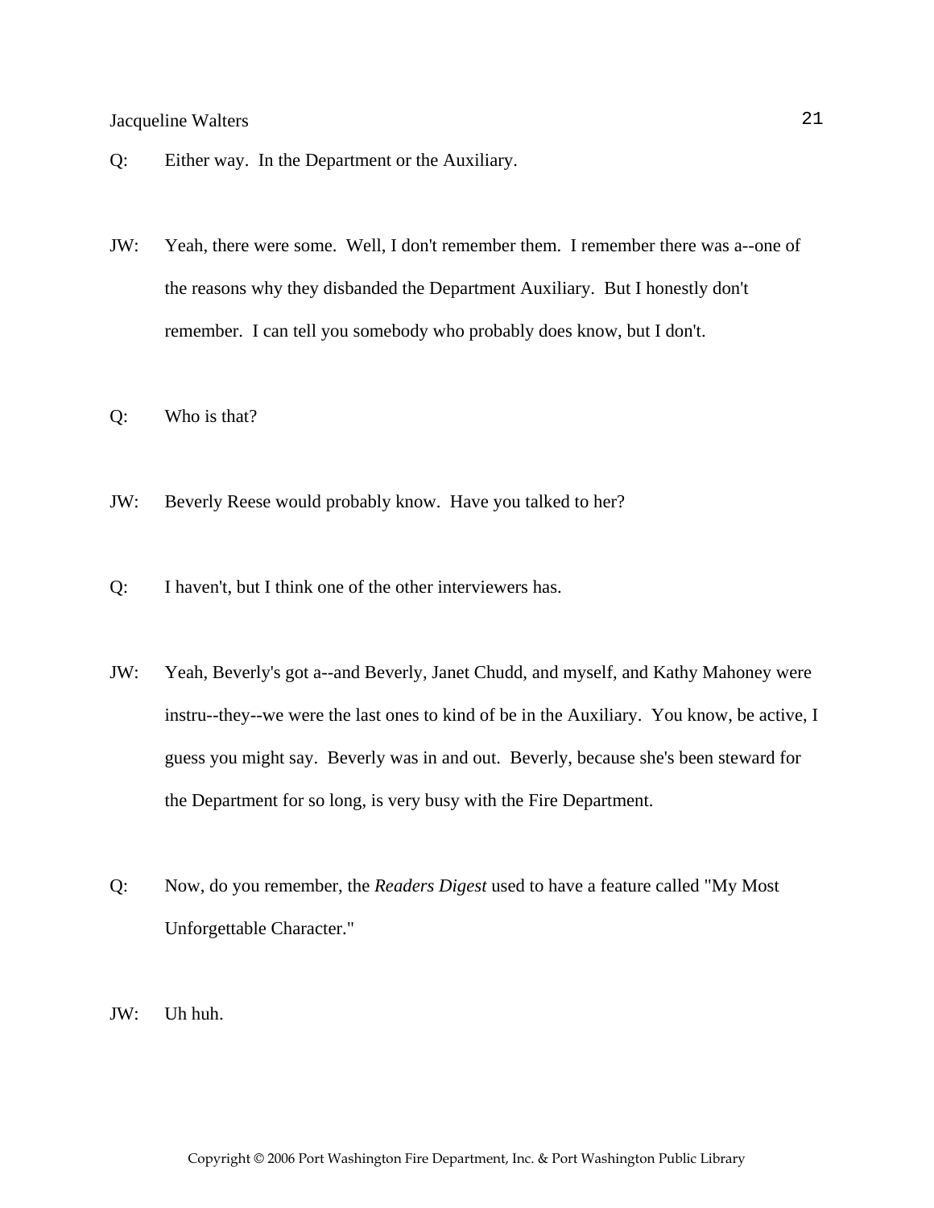Q: Either way. In the Department or the Auxiliary.

JW: Yeah, there were some. Well, I don't remember them. I remember there was a--one of the reasons why they disbanded the Department Auxiliary. But I honestly don't remember. I can tell you somebody who probably does know, but I don't.

Q: Who is that?

JW: Beverly Reese would probably know. Have you talked to her?

Q: I haven't, but I think one of the other interviewers has.

JW: Yeah, Beverly's got a--and Beverly, Janet Chudd, and myself, and Kathy Mahoney were instru--they--we were the last ones to kind of be in the Auxiliary. You know, be active, I guess you might say. Beverly was in and out. Beverly, because she's been steward for the Department for so long, is very busy with the Fire Department.

Q: Now, do you remember, the *Readers Digest* used to have a feature called "My Most Unforgettable Character."

JW: Uh huh.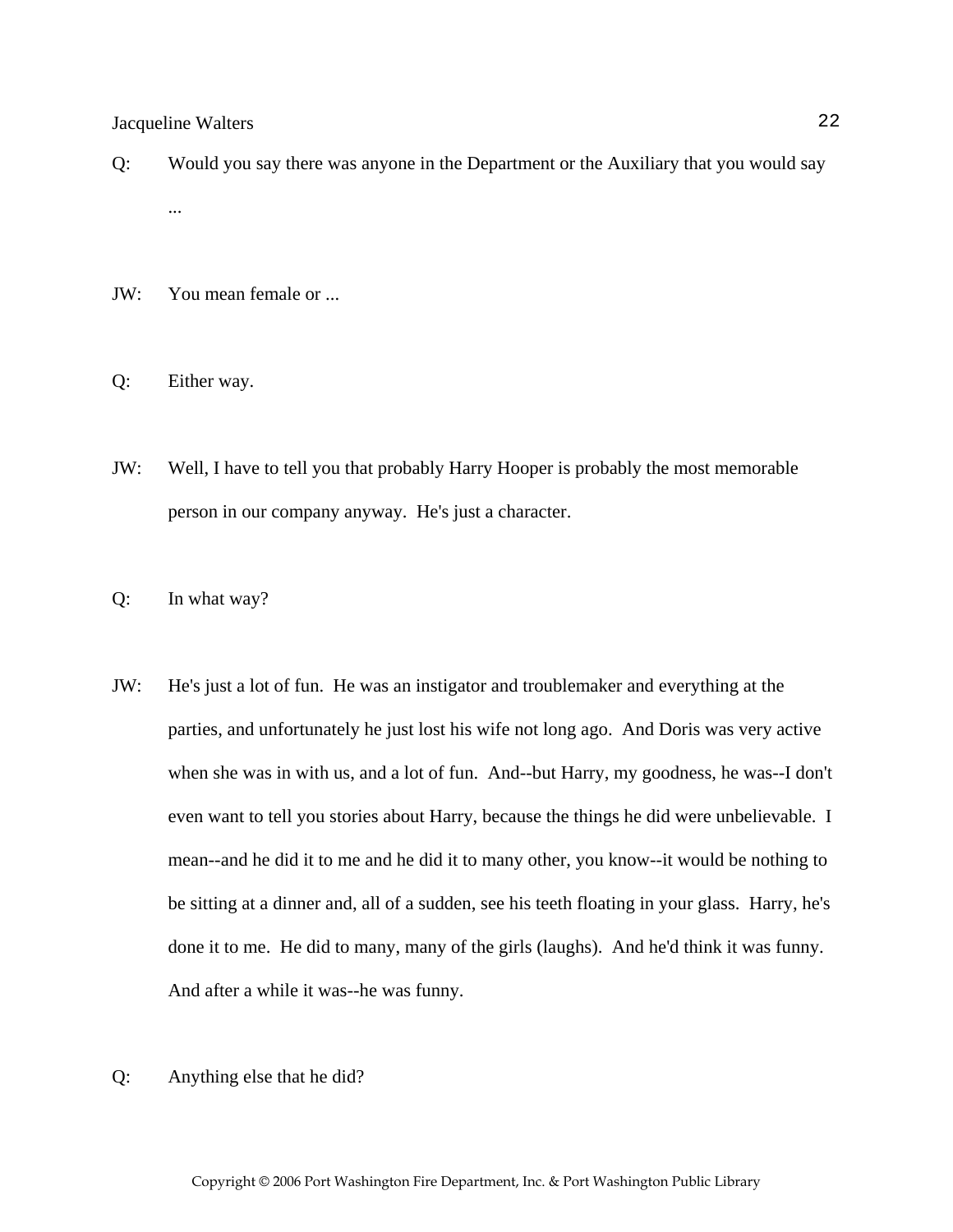Q: Would you say there was anyone in the Department or the Auxiliary that you would say ...

JW: You mean female or ...

Q: Either way.

JW: Well, I have to tell you that probably Harry Hooper is probably the most memorable person in our company anyway. He's just a character.

Q: In what way?

JW: He's just a lot of fun. He was an instigator and troublemaker and everything at the parties, and unfortunately he just lost his wife not long ago. And Doris was very active when she was in with us, and a lot of fun. And--but Harry, my goodness, he was--I don't even want to tell you stories about Harry, because the things he did were unbelievable. I mean--and he did it to me and he did it to many other, you know--it would be nothing to be sitting at a dinner and, all of a sudden, see his teeth floating in your glass. Harry, he's done it to me. He did to many, many of the girls (laughs). And he'd think it was funny. And after a while it was--he was funny.

Q: Anything else that he did?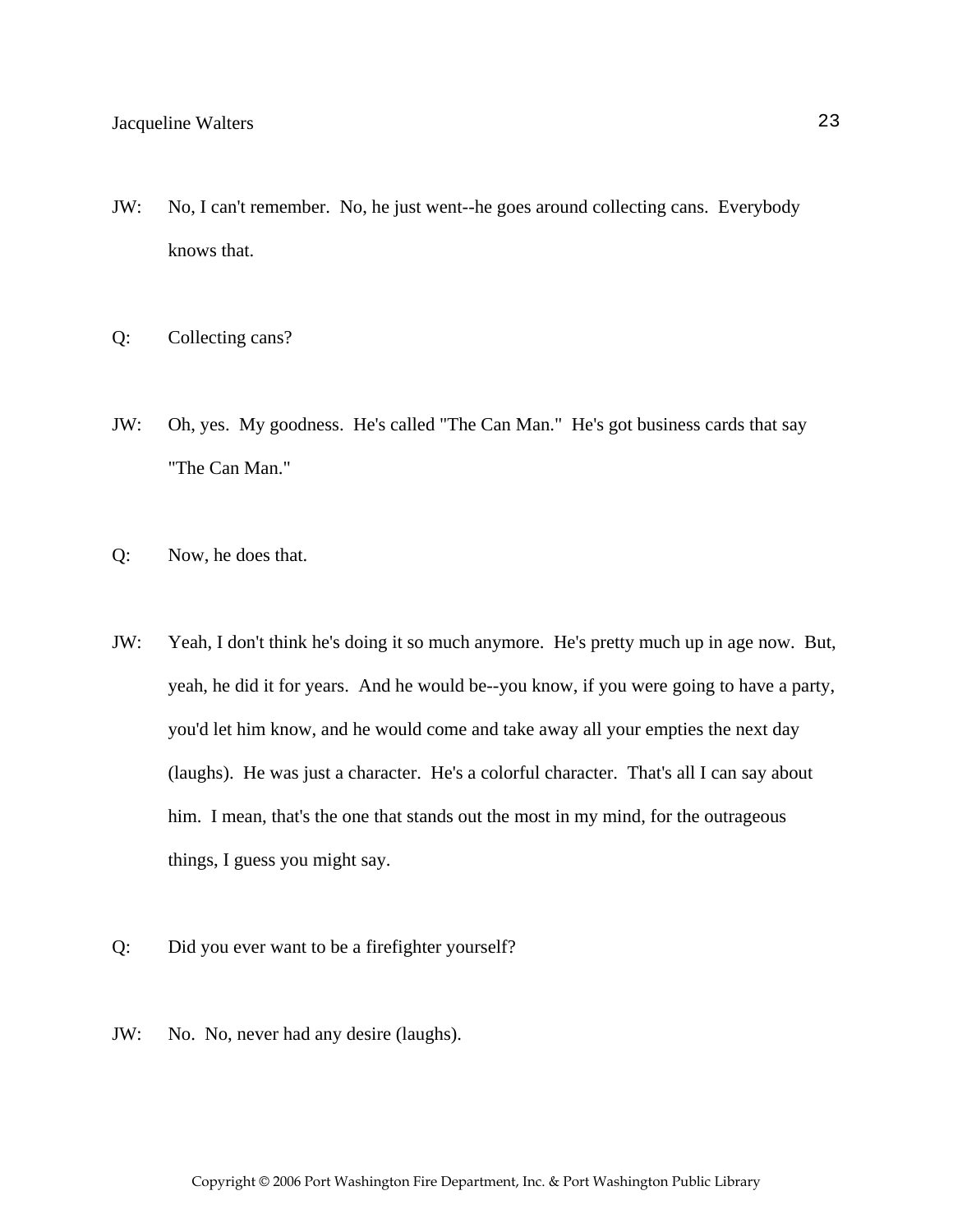JW: No, I can't remember. No, he just went--he goes around collecting cans. Everybody knows that.

Q: Collecting cans?

JW: Oh, yes. My goodness. He's called "The Can Man." He's got business cards that say "The Can Man."

Q: Now, he does that.

JW: Yeah, I don't think he's doing it so much anymore. He's pretty much up in age now. But, yeah, he did it for years. And he would be--you know, if you were going to have a party, you'd let him know, and he would come and take away all your empties the next day (laughs). He was just a character. He's a colorful character. That's all I can say about him. I mean, that's the one that stands out the most in my mind, for the outrageous things, I guess you might say.

Q: Did you ever want to be a firefighter yourself?

JW: No. No, never had any desire (laughs).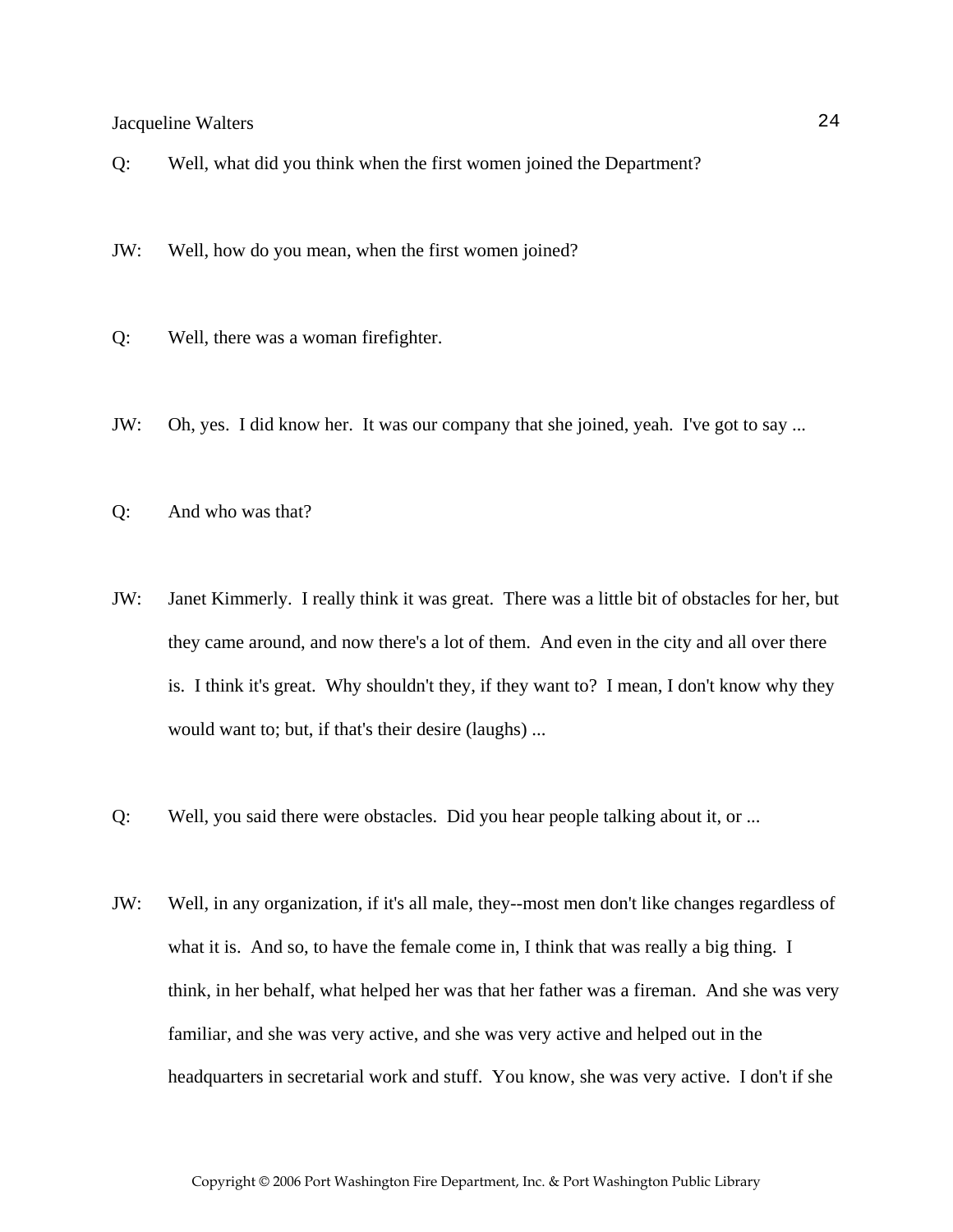Q: Well, what did you think when the first women joined the Department?

JW: Well, how do you mean, when the first women joined?

Q: Well, there was a woman firefighter.

JW: Oh, yes. I did know her. It was our company that she joined, yeah. I've got to say ...

Q: And who was that?

JW: Janet Kimmerly. I really think it was great. There was a little bit of obstacles for her, but they came around, and now there's a lot of them. And even in the city and all over there is. I think it's great. Why shouldn't they, if they want to? I mean, I don't know why they would want to; but, if that's their desire (laughs) ...

Q: Well, you said there were obstacles. Did you hear people talking about it, or ...

JW: Well, in any organization, if it's all male, they--most men don't like changes regardless of what it is. And so, to have the female come in, I think that was really a big thing. I think, in her behalf, what helped her was that her father was a fireman. And she was very familiar, and she was very active, and she was very active and helped out in the headquarters in secretarial work and stuff. You know, she was very active. I don't if she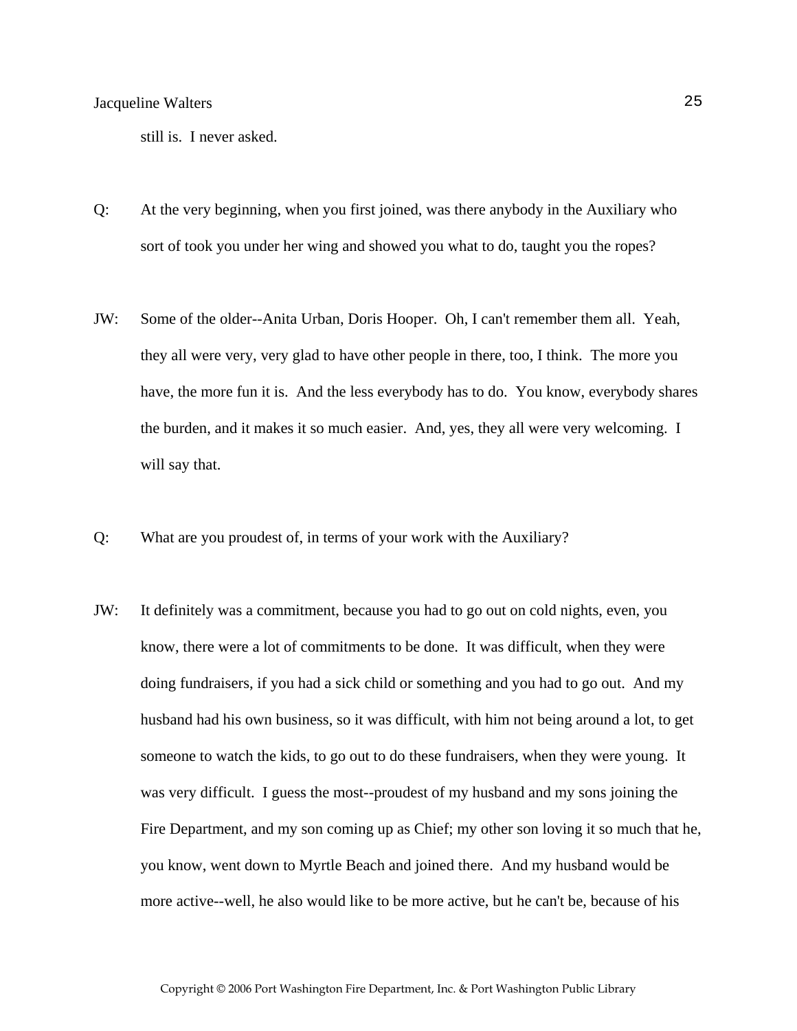still is. I never asked.

Q: At the very beginning, when you first joined, was there anybody in the Auxiliary who sort of took you under her wing and showed you what to do, taught you the ropes?

JW: Some of the older--Anita Urban, Doris Hooper. Oh, I can't remember them all. Yeah, they all were very, very glad to have other people in there, too, I think. The more you have, the more fun it is. And the less everybody has to do. You know, everybody shares the burden, and it makes it so much easier. And, yes, they all were very welcoming. I will say that.

Q: What are you proudest of, in terms of your work with the Auxiliary?

JW: It definitely was a commitment, because you had to go out on cold nights, even, you know, there were a lot of commitments to be done. It was difficult, when they were doing fundraisers, if you had a sick child or something and you had to go out. And my husband had his own business, so it was difficult, with him not being around a lot, to get someone to watch the kids, to go out to do these fundraisers, when they were young. It was very difficult. I guess the most--proudest of my husband and my sons joining the Fire Department, and my son coming up as Chief; my other son loving it so much that he, you know, went down to Myrtle Beach and joined there. And my husband would be more active--well, he also would like to be more active, but he can't be, because of his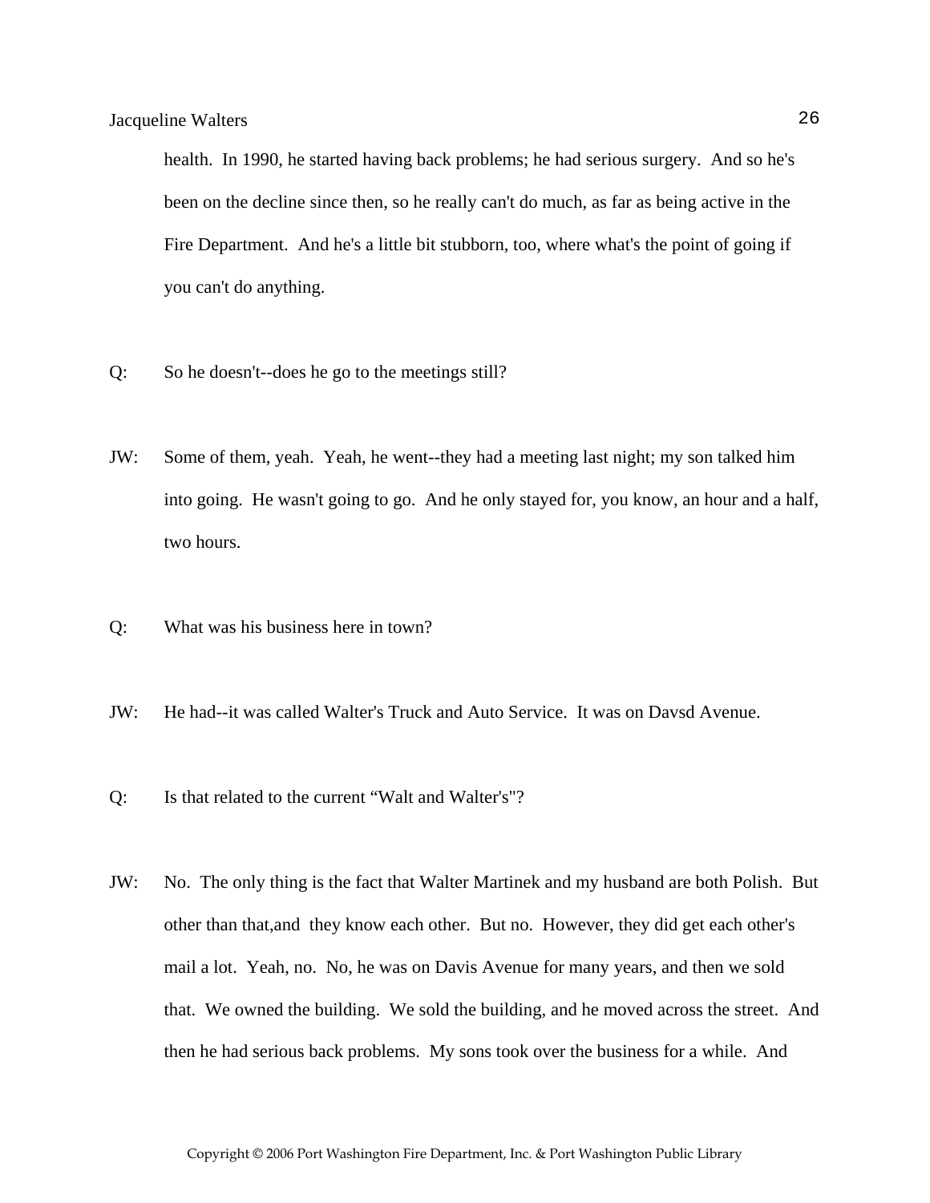health. In 1990, he started having back problems; he had serious surgery. And so he's been on the decline since then, so he really can't do much, as far as being active in the Fire Department. And he's a little bit stubborn, too, where what's the point of going if you can't do anything.

Q: So he doesn't--does he go to the meetings still?

JW: Some of them, yeah. Yeah, he went--they had a meeting last night; my son talked him into going. He wasn't going to go. And he only stayed for, you know, an hour and a half, two hours.

Q: What was his business here in town?

JW: He had--it was called Walter's Truck and Auto Service. It was on Davsd Avenue.

Q: Is that related to the current “Walt and Walter's"?

JW: No. The only thing is the fact that Walter Martinek and my husband are both Polish. But other than that,and they know each other. But no. However, they did get each other's mail a lot. Yeah, no. No, he was on Davis Avenue for many years, and then we sold that. We owned the building. We sold the building, and he moved across the street. And then he had serious back problems. My sons took over the business for a while. And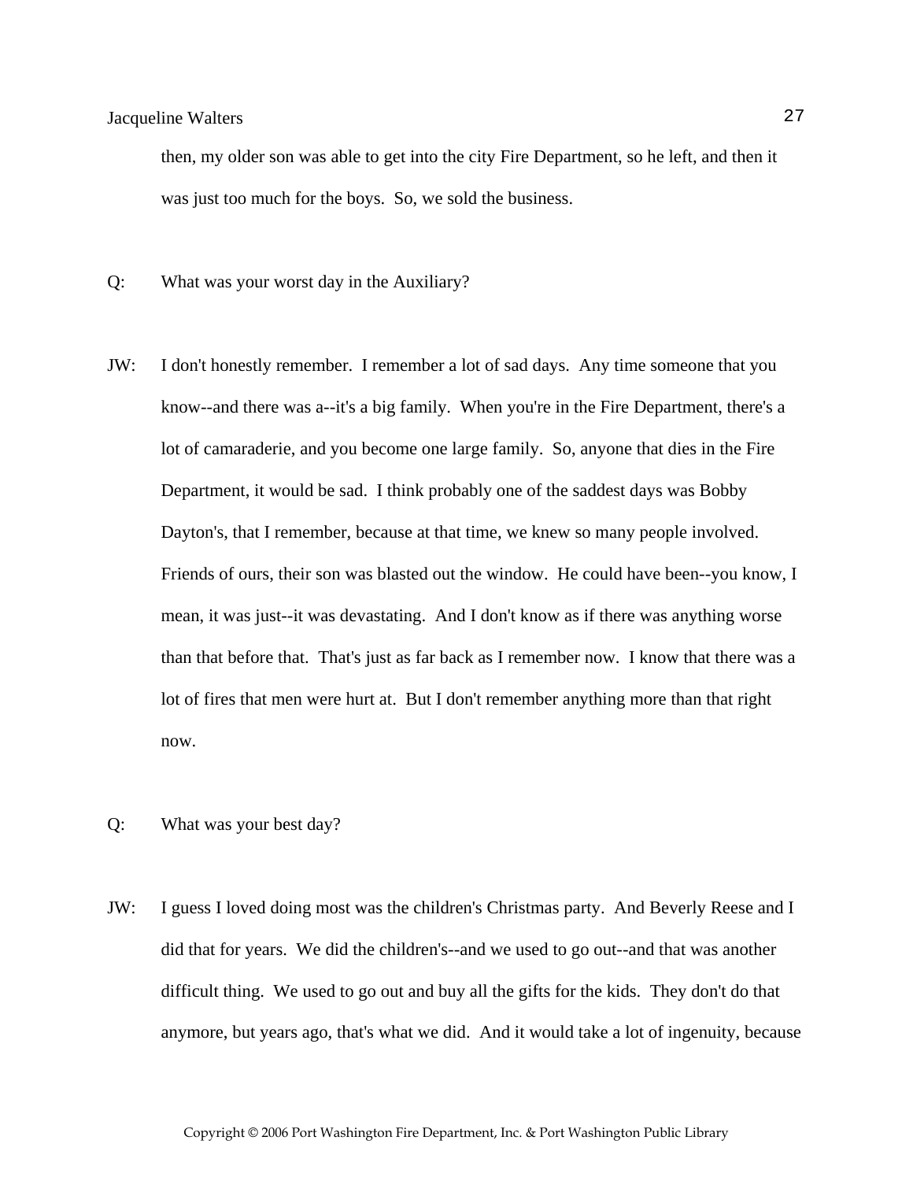then, my older son was able to get into the city Fire Department, so he left, and then it was just too much for the boys. So, we sold the business.

Q: What was your worst day in the Auxiliary?

JW: I don't honestly remember. I remember a lot of sad days. Any time someone that you know--and there was a--it's a big family. When you're in the Fire Department, there's a lot of camaraderie, and you become one large family. So, anyone that dies in the Fire Department, it would be sad. I think probably one of the saddest days was Bobby Dayton's, that I remember, because at that time, we knew so many people involved. Friends of ours, their son was blasted out the window. He could have been--you know, I mean, it was just--it was devastating. And I don't know as if there was anything worse than that before that. That's just as far back as I remember now. I know that there was a lot of fires that men were hurt at. But I don't remember anything more than that right now.

Q: What was your best day?

JW: I guess I loved doing most was the children's Christmas party. And Beverly Reese and I did that for years. We did the children's--and we used to go out--and that was another difficult thing. We used to go out and buy all the gifts for the kids. They don't do that anymore, but years ago, that's what we did. And it would take a lot of ingenuity, because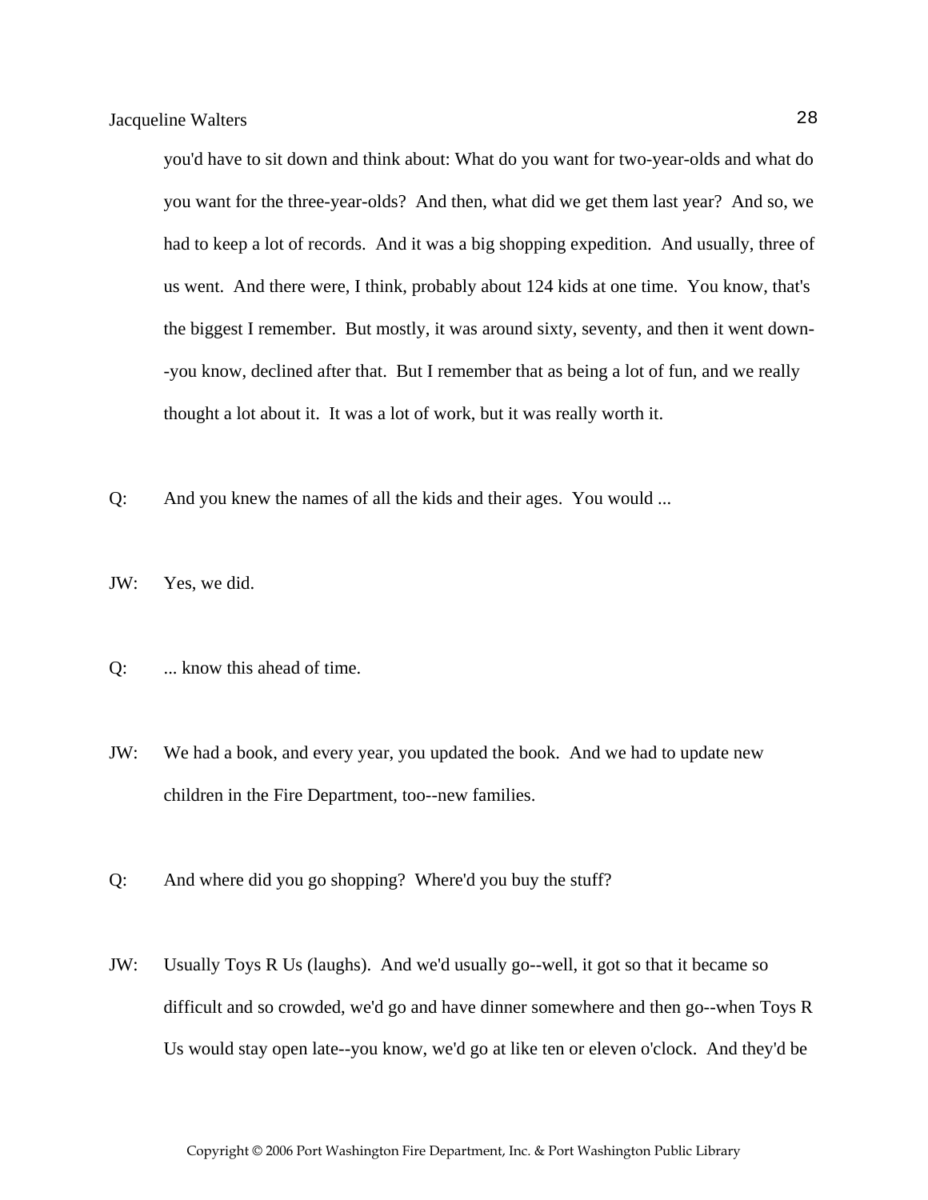you'd have to sit down and think about: What do you want for two-year-olds and what do you want for the three-year-olds? And then, what did we get them last year? And so, we had to keep a lot of records. And it was a big shopping expedition. And usually, three of us went. And there were, I think, probably about 124 kids at one time. You know, that's the biggest I remember. But mostly, it was around sixty, seventy, and then it went down--you know, declined after that. But I remember that as being a lot of fun, and we really thought a lot about it. It was a lot of work, but it was really worth it.

Q: And you knew the names of all the kids and their ages. You would ...

JW: Yes, we did.

Q: ... know this ahead of time.

JW: We had a book, and every year, you updated the book. And we had to update new children in the Fire Department, too--new families.

Q: And where did you go shopping? Where'd you buy the stuff?

JW: Usually Toys R Us (laughs). And we'd usually go--well, it got so that it became so difficult and so crowded, we'd go and have dinner somewhere and then go--when Toys R Us would stay open late--you know, we'd go at like ten or eleven o'clock. And they'd be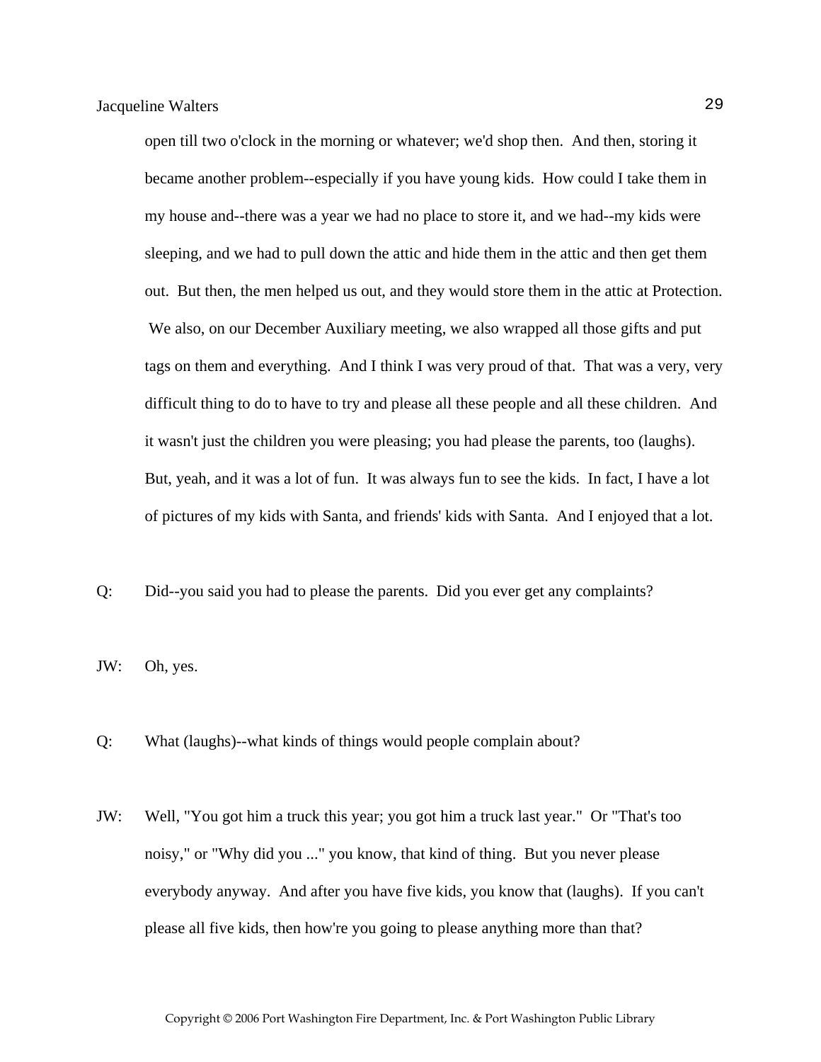open till two o'clock in the morning or whatever; we'd shop then. And then, storing it became another problem--especially if you have young kids. How could I take them in my house and--there was a year we had no place to store it, and we had--my kids were sleeping, and we had to pull down the attic and hide them in the attic and then get them out. But then, the men helped us out, and they would store them in the attic at Protection. We also, on our December Auxiliary meeting, we also wrapped all those gifts and put tags on them and everything. And I think I was very proud of that. That was a very, very difficult thing to do to have to try and please all these people and all these children. And it wasn't just the children you were pleasing; you had please the parents, too (laughs). But, yeah, and it was a lot of fun. It was always fun to see the kids. In fact, I have a lot of pictures of my kids with Santa, and friends' kids with Santa. And I enjoyed that a lot.

Q: Did--you said you had to please the parents. Did you ever get any complaints?

JW: Oh, yes.

Q: What (laughs)--what kinds of things would people complain about?

JW: Well, "You got him a truck this year; you got him a truck last year." Or "That's too noisy," or "Why did you ..." you know, that kind of thing. But you never please everybody anyway. And after you have five kids, you know that (laughs). If you can't please all five kids, then how're you going to please anything more than that?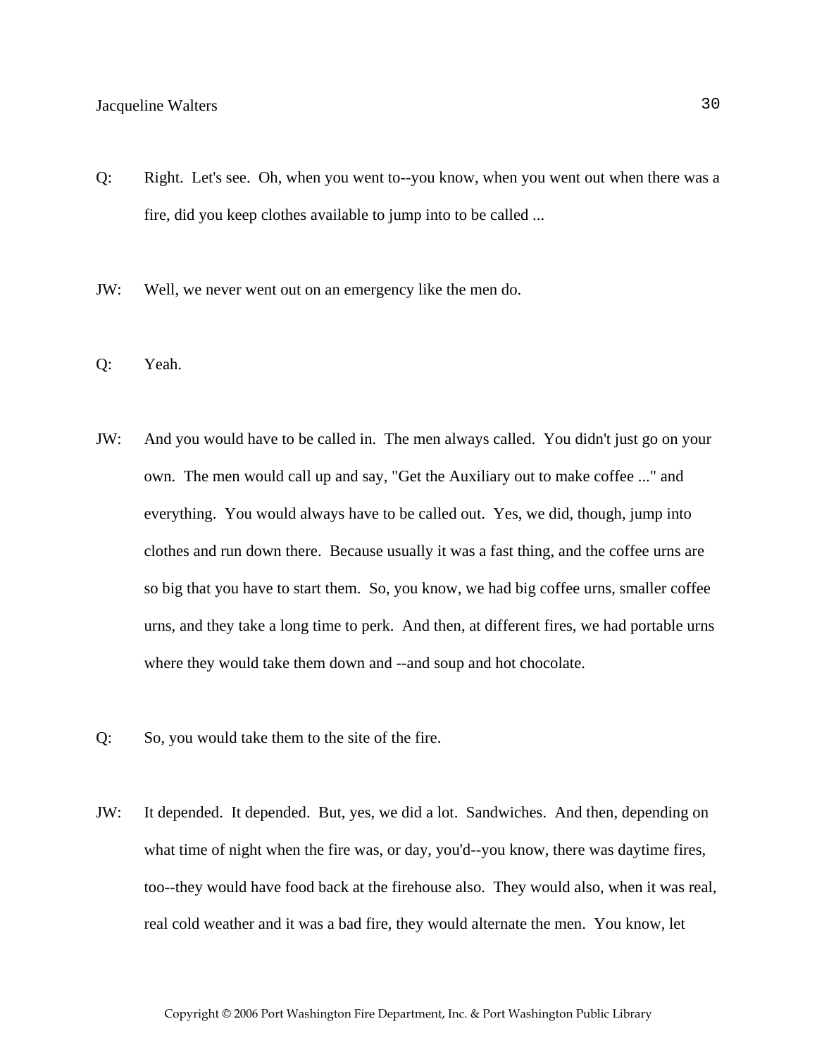Q: Right. Let's see. Oh, when you went to--you know, when you went out when there was a fire, did you keep clothes available to jump into to be called ...

JW: Well, we never went out on an emergency like the men do.

Q: Yeah.

JW: And you would have to be called in. The men always called. You didn't just go on your own. The men would call up and say, "Get the Auxiliary out to make coffee ..." and everything. You would always have to be called out. Yes, we did, though, jump into clothes and run down there. Because usually it was a fast thing, and the coffee urns are so big that you have to start them. So, you know, we had big coffee urns, smaller coffee urns, and they take a long time to perk. And then, at different fires, we had portable urns where they would take them down and --and soup and hot chocolate.

Q: So, you would take them to the site of the fire.

JW: It depended. It depended. But, yes, we did a lot. Sandwiches. And then, depending on what time of night when the fire was, or day, you'd--you know, there was daytime fires, too--they would have food back at the firehouse also. They would also, when it was real, real cold weather and it was a bad fire, they would alternate the men. You know, let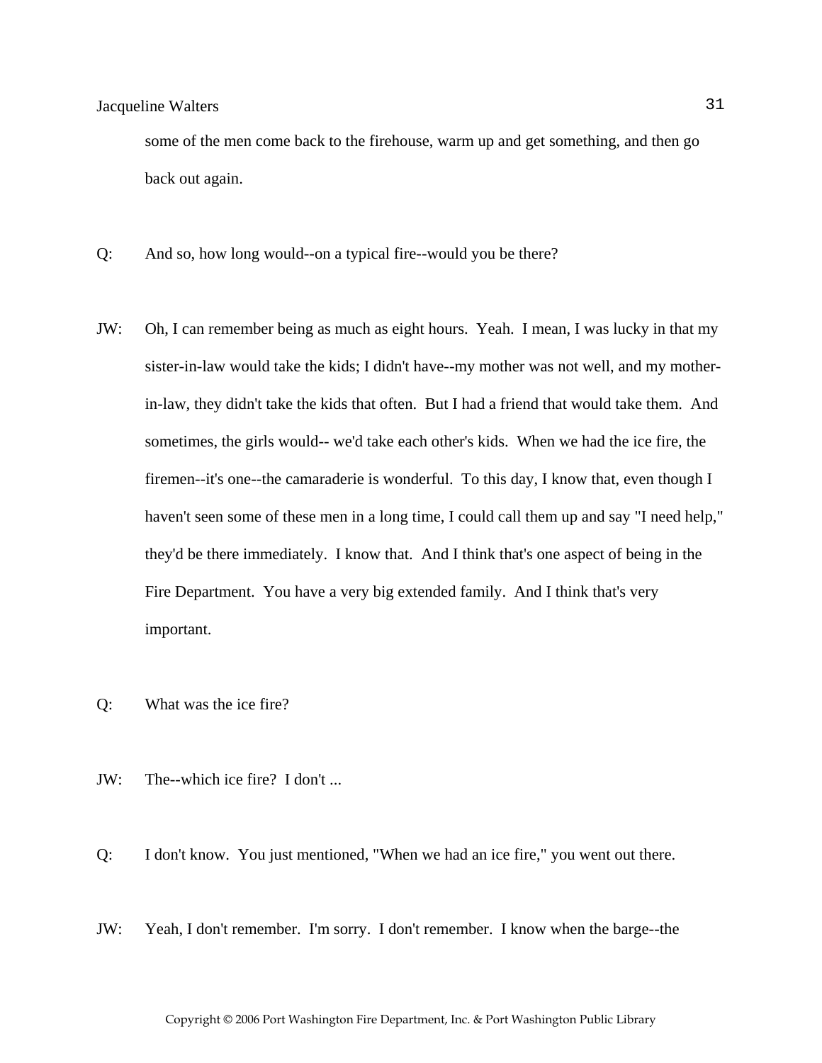some of the men come back to the firehouse, warm up and get something, and then go back out again.

Q: And so, how long would--on a typical fire--would you be there?

JW: Oh, I can remember being as much as eight hours. Yeah. I mean, I was lucky in that my sister-in-law would take the kids; I didn't have--my mother was not well, and my mother-in-law, they didn't take the kids that often. But I had a friend that would take them. And sometimes, the girls would-- we'd take each other's kids. When we had the ice fire, the firemen--it's one--the camaraderie is wonderful. To this day, I know that, even though I haven't seen some of these men in a long time, I could call them up and say "I need help," they'd be there immediately. I know that. And I think that's one aspect of being in the Fire Department. You have a very big extended family. And I think that's very important.

Q: What was the ice fire?

JW: The--which ice fire? I don't ...

Q: I don't know. You just mentioned, "When we had an ice fire," you went out there.

JW: Yeah, I don't remember. I'm sorry. I don't remember. I know when the barge--the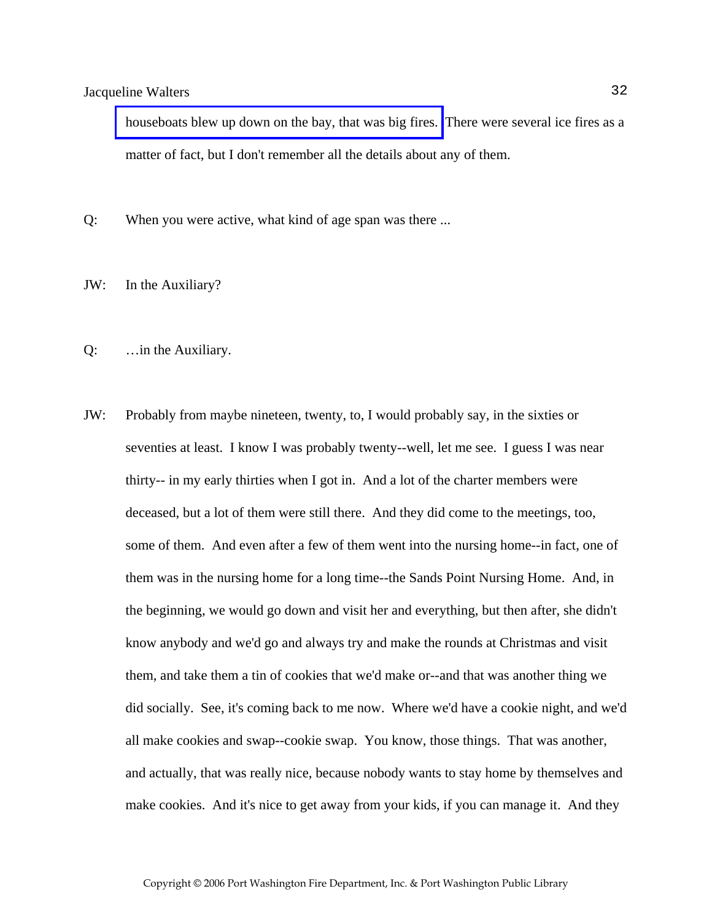houseboats blew up down on the bay, that was big fires. There were several ice fires as a matter of fact, but I don't remember all the details about any of them.

Q: When you were active, what kind of age span was there ...

JW: In the Auxiliary?

Q: …in the Auxiliary.

JW: Probably from maybe nineteen, twenty, to, I would probably say, in the sixties or seventies at least. I know I was probably twenty--well, let me see. I guess I was near thirty-- in my early thirties when I got in. And a lot of the charter members were deceased, but a lot of them were still there. And they did come to the meetings, too, some of them. And even after a few of them went into the nursing home--in fact, one of them was in the nursing home for a long time--the Sands Point Nursing Home. And, in the beginning, we would go down and visit her and everything, but then after, she didn't know anybody and we'd go and always try and make the rounds at Christmas and visit them, and take them a tin of cookies that we'd make or--and that was another thing we did socially. See, it's coming back to me now. Where we'd have a cookie night, and we'd all make cookies and swap--cookie swap. You know, those things. That was another, and actually, that was really nice, because nobody wants to stay home by themselves and make cookies. And it's nice to get away from your kids, if you can manage it. And they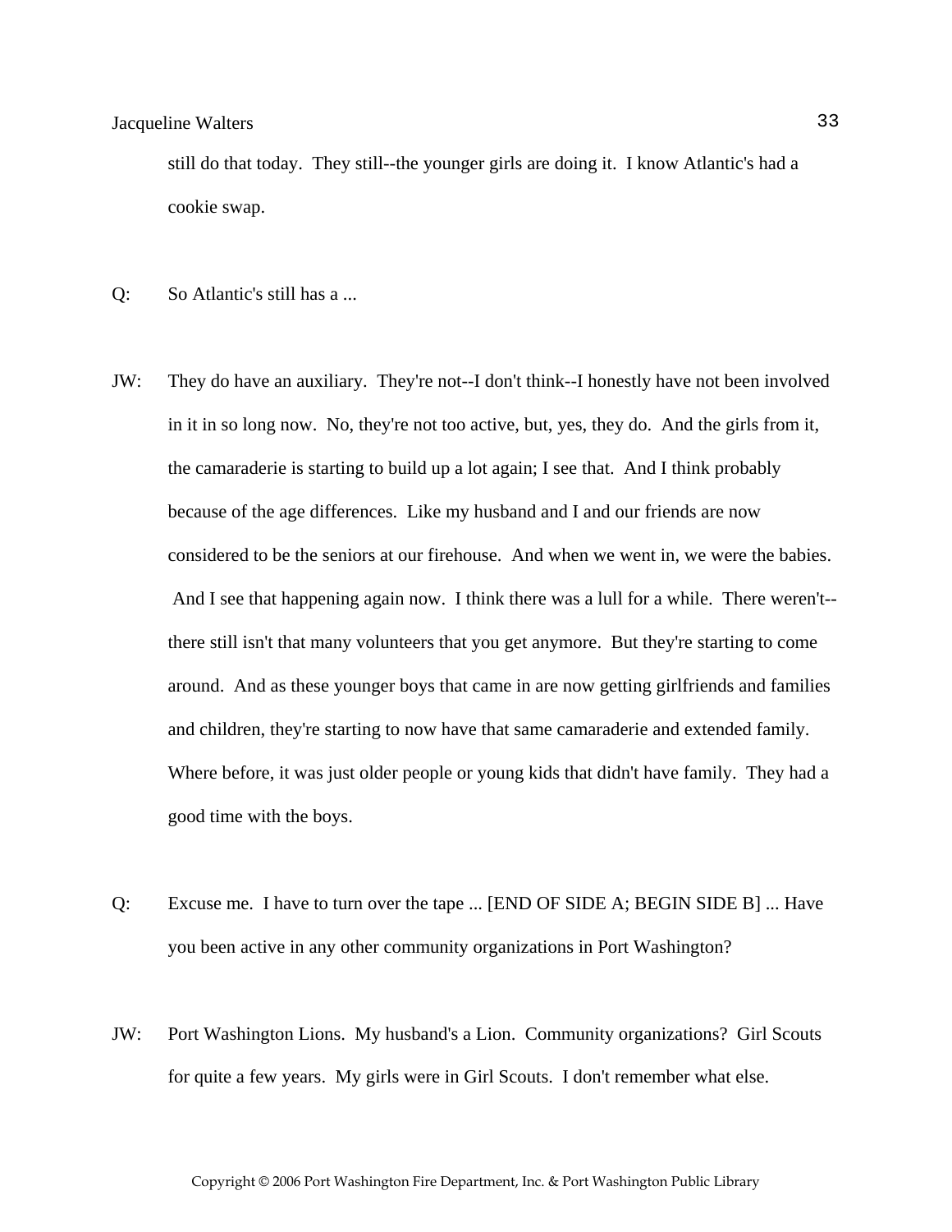still do that today. They still--the younger girls are doing it. I know Atlantic's had a cookie swap.

Q: So Atlantic's still has a ...

JW: They do have an auxiliary. They're not--I don't think--I honestly have not been involved in it in so long now. No, they're not too active, but, yes, they do. And the girls from it, the camaraderie is starting to build up a lot again; I see that. And I think probably because of the age differences. Like my husband and I and our friends are now considered to be the seniors at our firehouse. And when we went in, we were the babies. And I see that happening again now. I think there was a lull for a while. There weren't--there still isn't that many volunteers that you get anymore. But they're starting to come around. And as these younger boys that came in are now getting girlfriends and families and children, they're starting to now have that same camaraderie and extended family. Where before, it was just older people or young kids that didn't have family. They had a good time with the boys.

Q: Excuse me. I have to turn over the tape ... [END OF SIDE A; BEGIN SIDE B] ... Have you been active in any other community organizations in Port Washington?

JW: Port Washington Lions. My husband's a Lion. Community organizations? Girl Scouts for quite a few years. My girls were in Girl Scouts. I don't remember what else.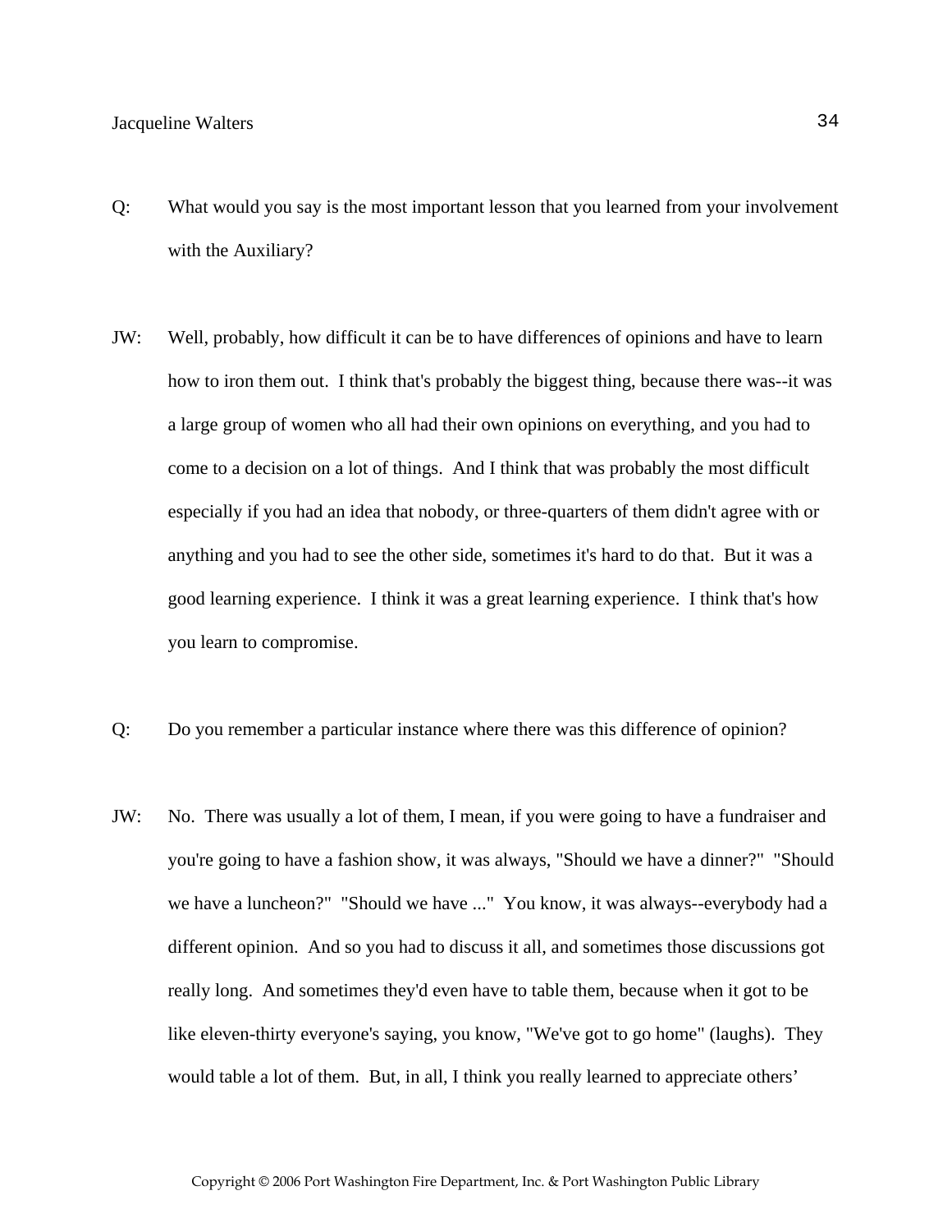Q: What would you say is the most important lesson that you learned from your involvement with the Auxiliary?

JW: Well, probably, how difficult it can be to have differences of opinions and have to learn how to iron them out. I think that's probably the biggest thing, because there was--it was a large group of women who all had their own opinions on everything, and you had to come to a decision on a lot of things. And I think that was probably the most difficult especially if you had an idea that nobody, or three-quarters of them didn't agree with or anything and you had to see the other side, sometimes it's hard to do that. But it was a good learning experience. I think it was a great learning experience. I think that's how you learn to compromise.

Q: Do you remember a particular instance where there was this difference of opinion?

JW: No. There was usually a lot of them, I mean, if you were going to have a fundraiser and you're going to have a fashion show, it was always, "Should we have a dinner?" "Should we have a luncheon?" "Should we have ..." You know, it was always--everybody had a different opinion. And so you had to discuss it all, and sometimes those discussions got really long. And sometimes they'd even have to table them, because when it got to be like eleven-thirty everyone's saying, you know, "We've got to go home" (laughs). They would table a lot of them. But, in all, I think you really learned to appreciate others'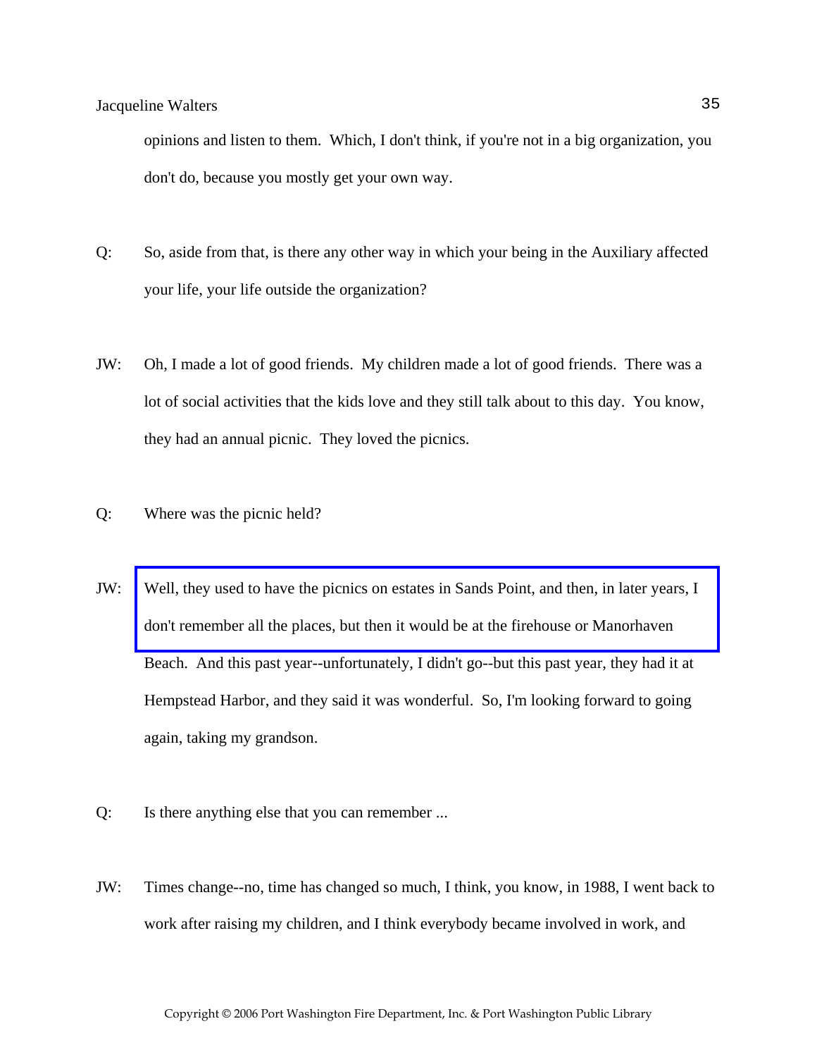opinions and listen to them. Which, I don't think, if you're not in a big organization, you don't do, because you mostly get your own way.

Q: So, aside from that, is there any other way in which your being in the Auxiliary affected your life, your life outside the organization?

JW: Oh, I made a lot of good friends. My children made a lot of good friends. There was a lot of social activities that the kids love and they still talk about to this day. You know, they had an annual picnic. They loved the picnics.

Q: Where was the picnic held?

JW: Well, they used to have the picnics on estates in Sands Point, and then, in later years, I don't remember all the places, but then it would be at the firehouse or Manorhaven Beach. And this past year--unfortunately, I didn't go--but this past year, they had it at Hempstead Harbor, and they said it was wonderful. So, I'm looking forward to going again, taking my grandson.

Q: Is there anything else that you can remember ...

JW: Times change--no, time has changed so much, I think, you know, in 1988, I went back to work after raising my children, and I think everybody became involved in work, and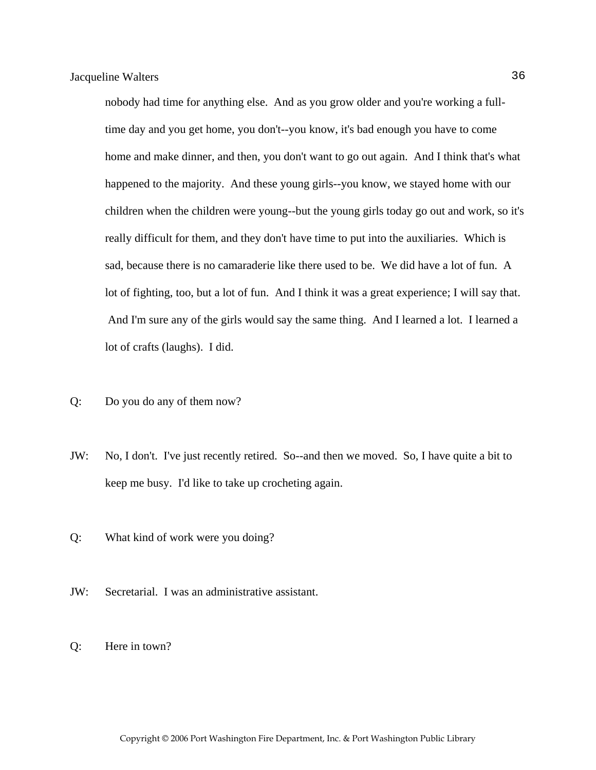nobody had time for anything else. And as you grow older and you're working a full-time day and you get home, you don't--you know, it's bad enough you have to come home and make dinner, and then, you don't want to go out again. And I think that's what happened to the majority. And these young girls--you know, we stayed home with our children when the children were young--but the young girls today go out and work, so it's really difficult for them, and they don't have time to put into the auxiliaries. Which is sad, because there is no camaraderie like there used to be. We did have a lot of fun. A lot of fighting, too, but a lot of fun. And I think it was a great experience; I will say that. And I'm sure any of the girls would say the same thing. And I learned a lot. I learned a lot of crafts (laughs). I did.

Q: Do you do any of them now?

JW: No, I don't. I've just recently retired. So--and then we moved. So, I have quite a bit to keep me busy. I'd like to take up crocheting again.

Q: What kind of work were you doing?

JW: Secretarial. I was an administrative assistant.

Q: Here in town?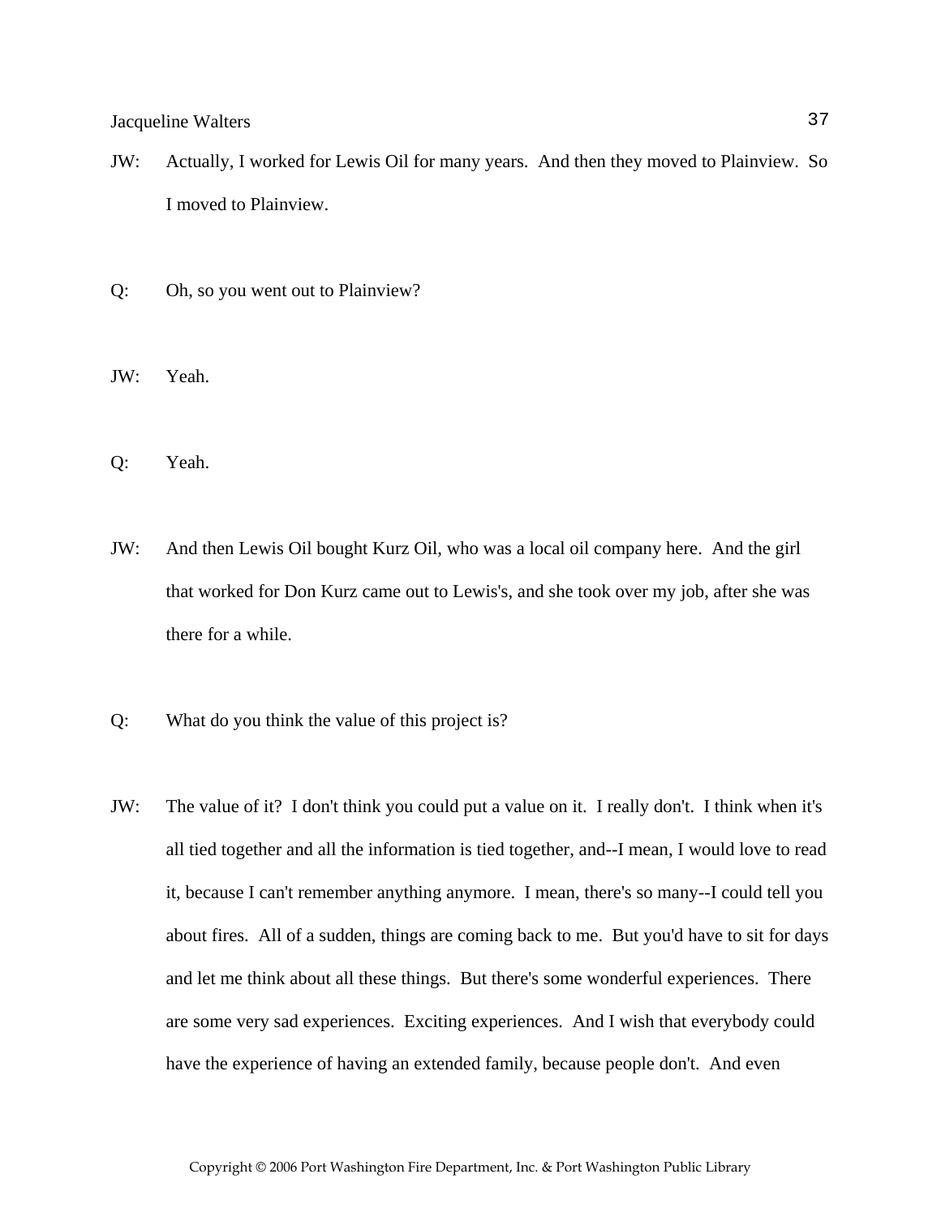JW: Actually, I worked for Lewis Oil for many years. And then they moved to Plainview. So I moved to Plainview.

Q: Oh, so you went out to Plainview?

JW: Yeah.

Q: Yeah.

JW: And then Lewis Oil bought Kurz Oil, who was a local oil company here. And the girl that worked for Don Kurz came out to Lewis's, and she took over my job, after she was there for a while.

Q: What do you think the value of this project is?

JW: The value of it? I don't think you could put a value on it. I really don't. I think when it's all tied together and all the information is tied together, and--I mean, I would love to read it, because I can't remember anything anymore. I mean, there's so many--I could tell you about fires. All of a sudden, things are coming back to me. But you'd have to sit for days and let me think about all these things. But there's some wonderful experiences. There are some very sad experiences. Exciting experiences. And I wish that everybody could have the experience of having an extended family, because people don't. And even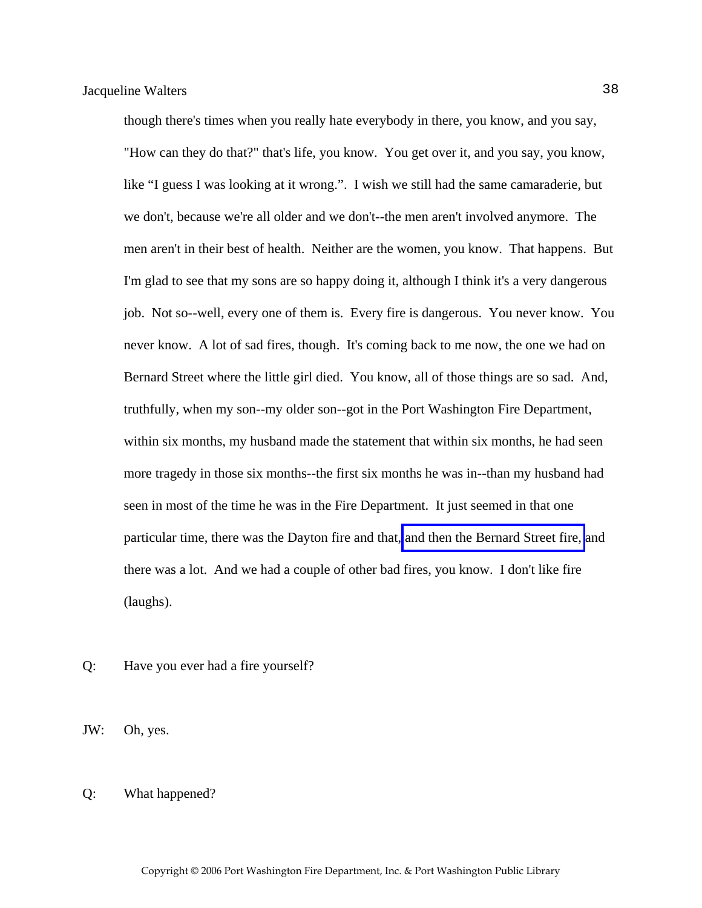though there's times when you really hate everybody in there, you know, and you say, "How can they do that?" that's life, you know. You get over it, and you say, you know, like "I guess I was looking at it wrong.". I wish we still had the same camaraderie, but we don't, because we're all older and we don't--the men aren't involved anymore. The men aren't in their best of health. Neither are the women, you know. That happens. But I'm glad to see that my sons are so happy doing it, although I think it's a very dangerous job. Not so--well, every one of them is. Every fire is dangerous. You never know. You never know. A lot of sad fires, though. It's coming back to me now, the one we had on Bernard Street where the little girl died. You know, all of those things are so sad. And, truthfully, when my son--my older son--got in the Port Washington Fire Department, within six months, my husband made the statement that within six months, he had seen more tragedy in those six months--the first six months he was in--than my husband had seen in most of the time he was in the Fire Department. It just seemed in that one particular time, there was the Dayton fire and that, and then the Bernard Street fire, and there was a lot. And we had a couple of other bad fires, you know. I don't like fire (laughs).

Q: Have you ever had a fire yourself?

JW: Oh, yes.

Q: What happened?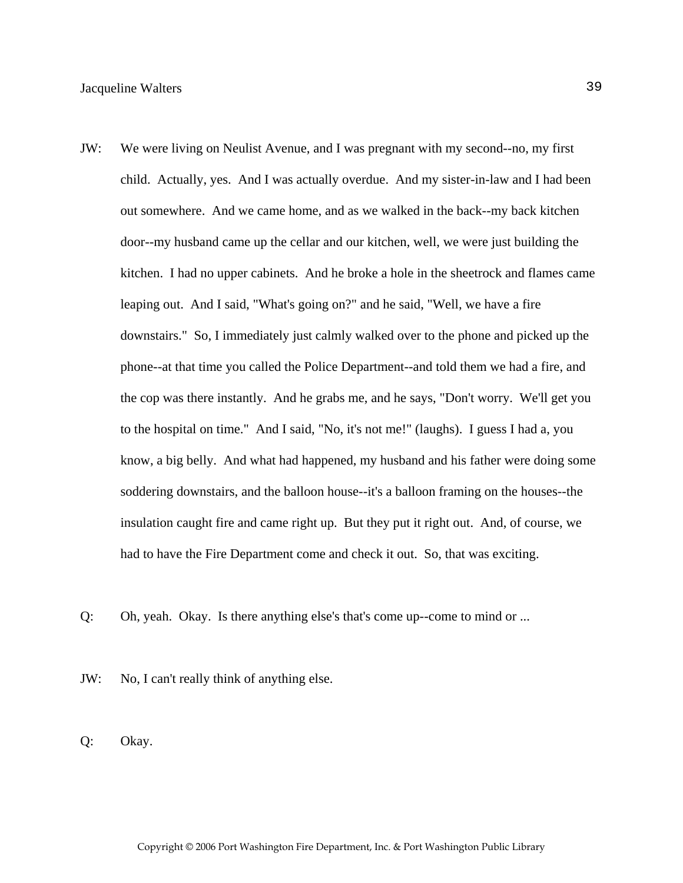JW: We were living on Neulist Avenue, and I was pregnant with my second--no, my first child. Actually, yes. And I was actually overdue. And my sister-in-law and I had been out somewhere. And we came home, and as we walked in the back--my back kitchen door--my husband came up the cellar and our kitchen, well, we were just building the kitchen. I had no upper cabinets. And he broke a hole in the sheetrock and flames came leaping out. And I said, "What's going on?" and he said, "Well, we have a fire downstairs." So, I immediately just calmly walked over to the phone and picked up the phone--at that time you called the Police Department--and told them we had a fire, and the cop was there instantly. And he grabs me, and he says, "Don't worry. We'll get you to the hospital on time." And I said, "No, it's not me!" (laughs). I guess I had a, you know, a big belly. And what had happened, my husband and his father were doing some soddering downstairs, and the balloon house--it's a balloon framing on the houses--the insulation caught fire and came right up. But they put it right out. And, of course, we had to have the Fire Department come and check it out. So, that was exciting.

Q: Oh, yeah. Okay. Is there anything else's that's come up--come to mind or ...

JW: No, I can't really think of anything else.

Q: Okay.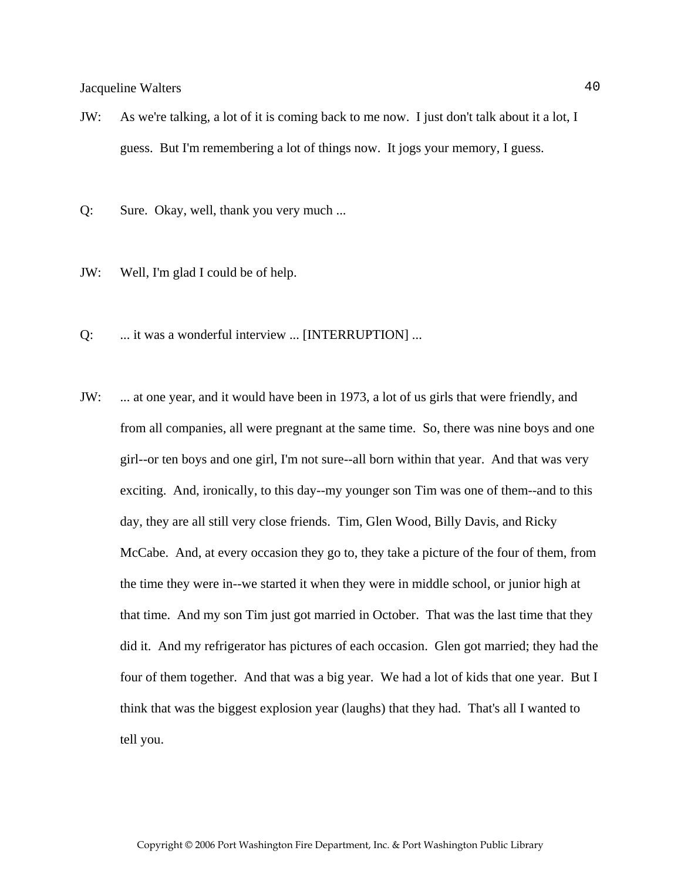JW: As we're talking, a lot of it is coming back to me now. I just don't talk about it a lot, I guess. But I'm remembering a lot of things now. It jogs your memory, I guess.

Q: Sure. Okay, well, thank you very much ...

JW: Well, I'm glad I could be of help.

Q: ... it was a wonderful interview ... [INTERRUPTION] ...

JW: ... at one year, and it would have been in 1973, a lot of us girls that were friendly, and from all companies, all were pregnant at the same time. So, there was nine boys and one girl--or ten boys and one girl, I'm not sure--all born within that year. And that was very exciting. And, ironically, to this day--my younger son Tim was one of them--and to this day, they are all still very close friends. Tim, Glen Wood, Billy Davis, and Ricky McCabe. And, at every occasion they go to, they take a picture of the four of them, from the time they were in--we started it when they were in middle school, or junior high at that time. And my son Tim just got married in October. That was the last time that they did it. And my refrigerator has pictures of each occasion. Glen got married; they had the four of them together. And that was a big year. We had a lot of kids that one year. But I think that was the biggest explosion year (laughs) that they had. That's all I wanted to tell you.

Copyright © 2006 Port Washington Fire Department, Inc. & Port Washington Public Library